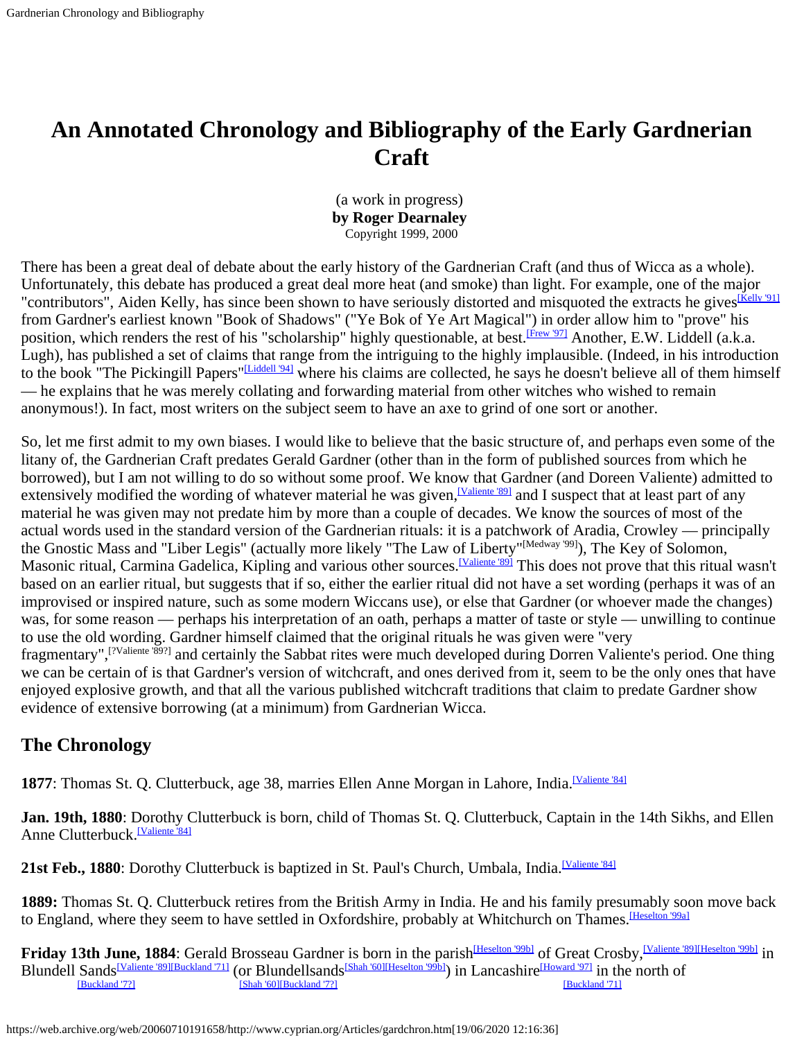# An Annotated Chronology and Bibliography of the Early Gardnerian Craft

(a work in progress)
**by Roger Dearnaley**
Copyright 1999, 2000

There has been a great deal of debate about the early history of the Gardnerian Craft (and thus of Wicca as a whole). Unfortunately, this debate has produced a great deal more heat (and smoke) than light. For example, one of the major "contributors", Aiden Kelly, has since been shown to have seriously distorted and misquoted the extracts he gives[Kelly '91] from Gardner's earliest known "Book of Shadows" ("Ye Bok of Ye Art Magical") in order allow him to "prove" his position, which renders the rest of his "scholarship" highly questionable, at best.[Frew '97] Another, E.W. Liddell (a.k.a. Lugh), has published a set of claims that range from the intriguing to the highly implausible. (Indeed, in his introduction to the book "The Pickingill Papers"[Liddell '94] where his claims are collected, he says he doesn't believe all of them himself — he explains that he was merely collating and forwarding material from other witches who wished to remain anonymous!). In fact, most writers on the subject seem to have an axe to grind of one sort or another.

So, let me first admit to my own biases. I would like to believe that the basic structure of, and perhaps even some of the litany of, the Gardnerian Craft predates Gerald Gardner (other than in the form of published sources from which he borrowed), but I am not willing to do so without some proof. We know that Gardner (and Doreen Valiente) admitted to extensively modified the wording of whatever material he was given,[Valiente '89] and I suspect that at least part of any material he was given may not predate him by more than a couple of decades. We know the sources of most of the actual words used in the standard version of the Gardnerian rituals: it is a patchwork of Aradia, Crowley — principally the Gnostic Mass and "Liber Legis" (actually more likely "The Law of Liberty"[Medway '99]), The Key of Solomon, Masonic ritual, Carmina Gadelica, Kipling and various other sources.[Valiente '89] This does not prove that this ritual wasn't based on an earlier ritual, but suggests that if so, either the earlier ritual did not have a set wording (perhaps it was of an improvised or inspired nature, such as some modern Wiccans use), or else that Gardner (or whoever made the changes) was, for some reason — perhaps his interpretation of an oath, perhaps a matter of taste or style — unwilling to continue to use the old wording. Gardner himself claimed that the original rituals he was given were "very fragmentary",[?Valiente '89?] and certainly the Sabbat rites were much developed during Dorren Valiente's period. One thing we can be certain of is that Gardner's version of witchcraft, and ones derived from it, seem to be the only ones that have enjoyed explosive growth, and that all the various published witchcraft traditions that claim to predate Gardner show evidence of extensive borrowing (at a minimum) from Gardnerian Wicca.

## The Chronology

**1877**: Thomas St. Q. Clutterbuck, age 38, marries Ellen Anne Morgan in Lahore, India.[Valiente '84]

**Jan. 19th, 1880**: Dorothy Clutterbuck is born, child of Thomas St. Q. Clutterbuck, Captain in the 14th Sikhs, and Ellen Anne Clutterbuck.[Valiente '84]

**21st Feb., 1880**: Dorothy Clutterbuck is baptized in St. Paul's Church, Umbala, India.[Valiente '84]

**1889:** Thomas St. Q. Clutterbuck retires from the British Army in India. He and his family presumably soon move back to England, where they seem to have settled in Oxfordshire, probably at Whitchurch on Thames.[Heselton '99a]

**Friday 13th June, 1884**: Gerald Brosseau Gardner is born in the parish[Heselton '99b] of Great Crosby,[Valiente '89][Heselton '99b] in Blundell Sands[Valiente '89][Buckland '71][Buckland '7?] (or Blundellsands[Shah '60][Heselton '99b][Shah '60][Buckland '7?]) in Lancashire[Howard '97][Buckland '71] in the north of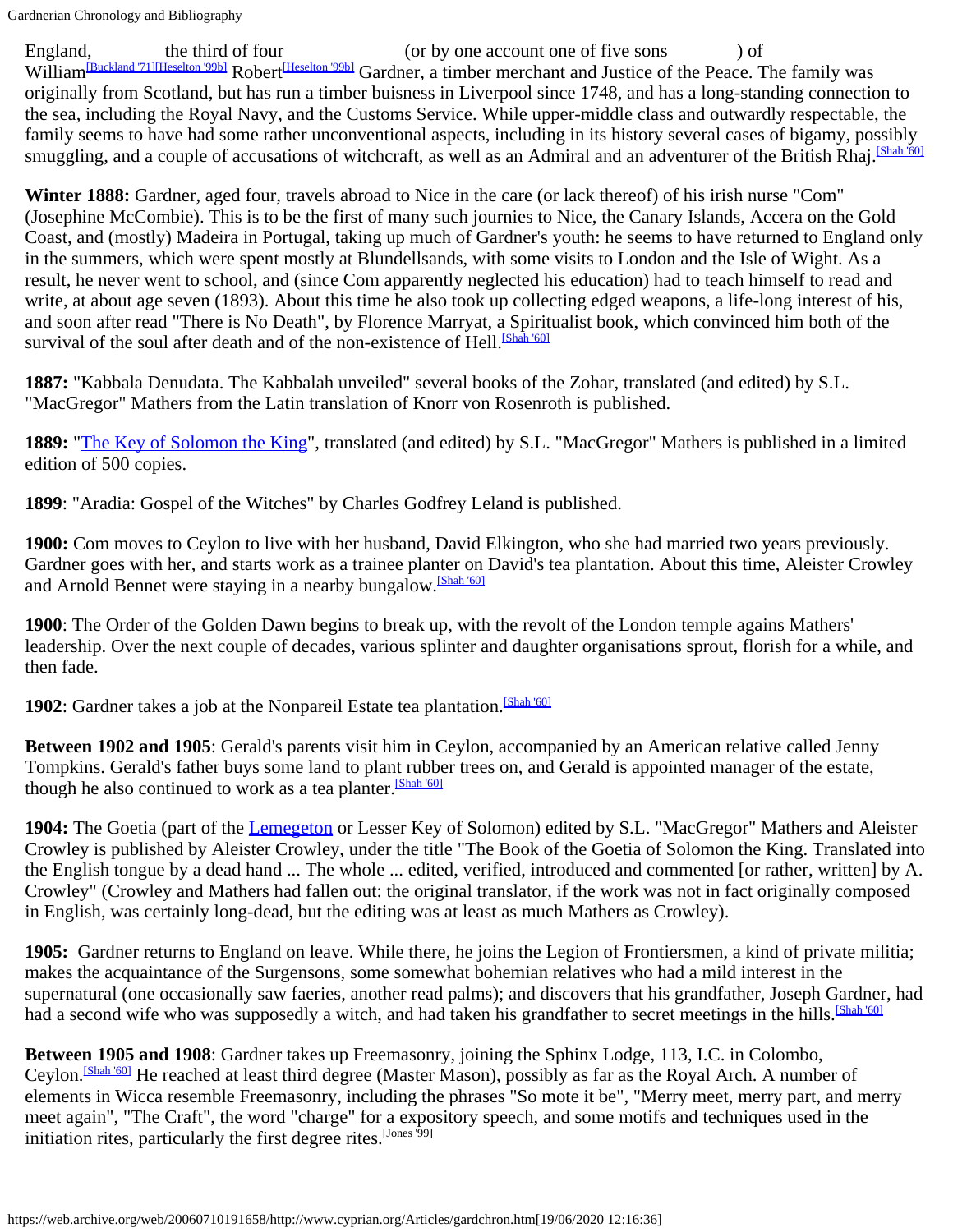England, the third of four (or by one account one of five sons ) of William[Buckland '71][Heselton '99b] Robert[Heselton '99b] Gardner, a timber merchant and Justice of the Peace. The family was originally from Scotland, but has run a timber buisness in Liverpool since 1748, and has a long-standing connection to the sea, including the Royal Navy, and the Customs Service. While upper-middle class and outwardly respectable, the family seems to have had some rather unconventional aspects, including in its history several cases of bigamy, possibly smuggling, and a couple of accusations of witchcraft, as well as an Admiral and an adventurer of the British Rhaj.[Shah '60]

**Winter 1888:** Gardner, aged four, travels abroad to Nice in the care (or lack thereof) of his irish nurse "Com" (Josephine McCombie). This is to be the first of many such journies to Nice, the Canary Islands, Accera on the Gold Coast, and (mostly) Madeira in Portugal, taking up much of Gardner's youth: he seems to have returned to England only in the summers, which were spent mostly at Blundellsands, with some visits to London and the Isle of Wight. As a result, he never went to school, and (since Com apparently neglected his education) had to teach himself to read and write, at about age seven (1893). About this time he also took up collecting edged weapons, a life-long interest of his, and soon after read "There is No Death", by Florence Marryat, a Spiritualist book, which convinced him both of the survival of the soul after death and of the non-existence of Hell.[Shah '60]

**1887:** "Kabbala Denudata. The Kabbalah unveiled" several books of the Zohar, translated (and edited) by S.L. "MacGregor" Mathers from the Latin translation of Knorr von Rosenroth is published.

**1889:** "The Key of Solomon the King", translated (and edited) by S.L. "MacGregor" Mathers is published in a limited edition of 500 copies.

**1899**: "Aradia: Gospel of the Witches" by Charles Godfrey Leland is published.

**1900:** Com moves to Ceylon to live with her husband, David Elkington, who she had married two years previously. Gardner goes with her, and starts work as a trainee planter on David's tea plantation. About this time, Aleister Crowley and Arnold Bennet were staying in a nearby bungalow.[Shah '60]

**1900**: The Order of the Golden Dawn begins to break up, with the revolt of the London temple agains Mathers' leadership. Over the next couple of decades, various splinter and daughter organisations sprout, florish for a while, and then fade.

**1902**: Gardner takes a job at the Nonpareil Estate tea plantation.[Shah '60]

**Between 1902 and 1905**: Gerald's parents visit him in Ceylon, accompanied by an American relative called Jenny Tompkins. Gerald's father buys some land to plant rubber trees on, and Gerald is appointed manager of the estate, though he also continued to work as a tea planter.[Shah '60]

**1904:** The Goetia (part of the Lemegeton or Lesser Key of Solomon) edited by S.L. "MacGregor" Mathers and Aleister Crowley is published by Aleister Crowley, under the title "The Book of the Goetia of Solomon the King. Translated into the English tongue by a dead hand ... The whole ... edited, verified, introduced and commented [or rather, written] by A. Crowley" (Crowley and Mathers had fallen out: the original translator, if the work was not in fact originally composed in English, was certainly long-dead, but the editing was at least as much Mathers as Crowley).

**1905:** Gardner returns to England on leave. While there, he joins the Legion of Frontiersmen, a kind of private militia; makes the acquaintance of the Surgensons, some somewhat bohemian relatives who had a mild interest in the supernatural (one occasionally saw faeries, another read palms); and discovers that his grandfather, Joseph Gardner, had had a second wife who was supposedly a witch, and had taken his grandfather to secret meetings in the hills.[Shah '60]

**Between 1905 and 1908**: Gardner takes up Freemasonry, joining the Sphinx Lodge, 113, I.C. in Colombo, Ceylon.[Shah '60] He reached at least third degree (Master Mason), possibly as far as the Royal Arch. A number of elements in Wicca resemble Freemasonry, including the phrases "So mote it be", "Merry meet, merry part, and merry meet again", "The Craft", the word "charge" for a expository speech, and some motifs and techniques used in the initiation rites, particularly the first degree rites.[Jones '99]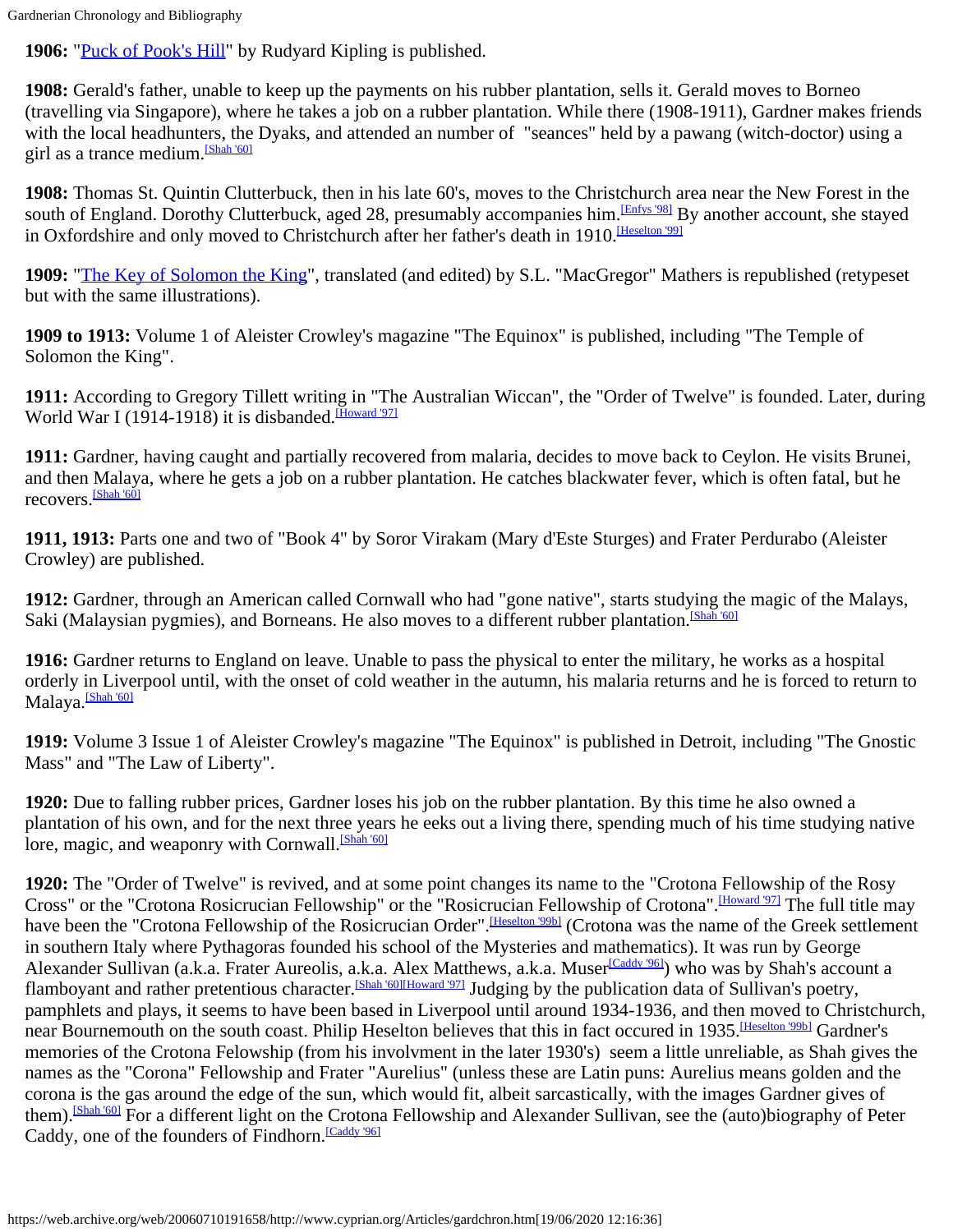**1906:** "[Puck of Pook's Hill]" by Rudyard Kipling is published.

**1908:** Gerald's father, unable to keep up the payments on his rubber plantation, sells it. Gerald moves to Borneo (travelling via Singapore), where he takes a job on a rubber plantation. While there (1908-1911), Gardner makes friends with the local headhunters, the Dyaks, and attended an number of "seances" held by a pawang (witch-doctor) using a girl as a trance medium.[Shah '60]

**1908:** Thomas St. Quintin Clutterbuck, then in his late 60's, moves to the Christchurch area near the New Forest in the south of England. Dorothy Clutterbuck, aged 28, presumably accompanies him.[Enfys '98] By another account, she stayed in Oxfordshire and only moved to Christchurch after her father's death in 1910.[Heselton '99]

**1909:** "[The Key of Solomon the King]", translated (and edited) by S.L. "MacGregor" Mathers is republished (retypeset but with the same illustrations).

**1909 to 1913:** Volume 1 of Aleister Crowley's magazine "The Equinox" is published, including "The Temple of Solomon the King".

**1911:** According to Gregory Tillett writing in "The Australian Wiccan", the "Order of Twelve" is founded. Later, during World War I (1914-1918) it is disbanded.[Howard '97]

**1911:** Gardner, having caught and partially recovered from malaria, decides to move back to Ceylon. He visits Brunei, and then Malaya, where he gets a job on a rubber plantation. He catches blackwater fever, which is often fatal, but he recovers.[Shah '60]

**1911, 1913:** Parts one and two of "Book 4" by Soror Virakam (Mary d'Este Sturges) and Frater Perdurabo (Aleister Crowley) are published.

**1912:** Gardner, through an American called Cornwall who had "gone native", starts studying the magic of the Malays, Saki (Malaysian pygmies), and Borneans. He also moves to a different rubber plantation.[Shah '60]

**1916:** Gardner returns to England on leave. Unable to pass the physical to enter the military, he works as a hospital orderly in Liverpool until, with the onset of cold weather in the autumn, his malaria returns and he is forced to return to Malaya.[Shah '60]

**1919:** Volume 3 Issue 1 of Aleister Crowley's magazine "The Equinox" is published in Detroit, including "The Gnostic Mass" and "The Law of Liberty".

**1920:** Due to falling rubber prices, Gardner loses his job on the rubber plantation. By this time he also owned a plantation of his own, and for the next three years he eeks out a living there, spending much of his time studying native lore, magic, and weaponry with Cornwall.[Shah '60]

**1920:** The "Order of Twelve" is revived, and at some point changes its name to the "Crotona Fellowship of the Rosy Cross" or the "Crotona Rosicrucian Fellowship" or the "Rosicrucian Fellowship of Crotona".[Howard '97] The full title may have been the "Crotona Fellowship of the Rosicrucian Order".[Heselton '99b] (Crotona was the name of the Greek settlement in southern Italy where Pythagoras founded his school of the Mysteries and mathematics). It was run by George Alexander Sullivan (a.k.a. Frater Aureolis, a.k.a. Alex Matthews, a.k.a. Muser[Caddy '96]) who was by Shah's account a flamboyant and rather pretentious character.[Shah '60][Howard '97] Judging by the publication data of Sullivan's poetry, pamphlets and plays, it seems to have been based in Liverpool until around 1934-1936, and then moved to Christchurch, near Bournemouth on the south coast. Philip Heselton believes that this in fact occured in 1935.[Heselton '99b] Gardner's memories of the Crotona Felowship (from his involvment in the later 1930's) seem a little unreliable, as Shah gives the names as the "Corona" Fellowship and Frater "Aurelius" (unless these are Latin puns: Aurelius means golden and the corona is the gas around the edge of the sun, which would fit, albeit sarcastically, with the images Gardner gives of them).[Shah '60] For a different light on the Crotona Fellowship and Alexander Sullivan, see the (auto)biography of Peter Caddy, one of the founders of Findhorn.[Caddy '96]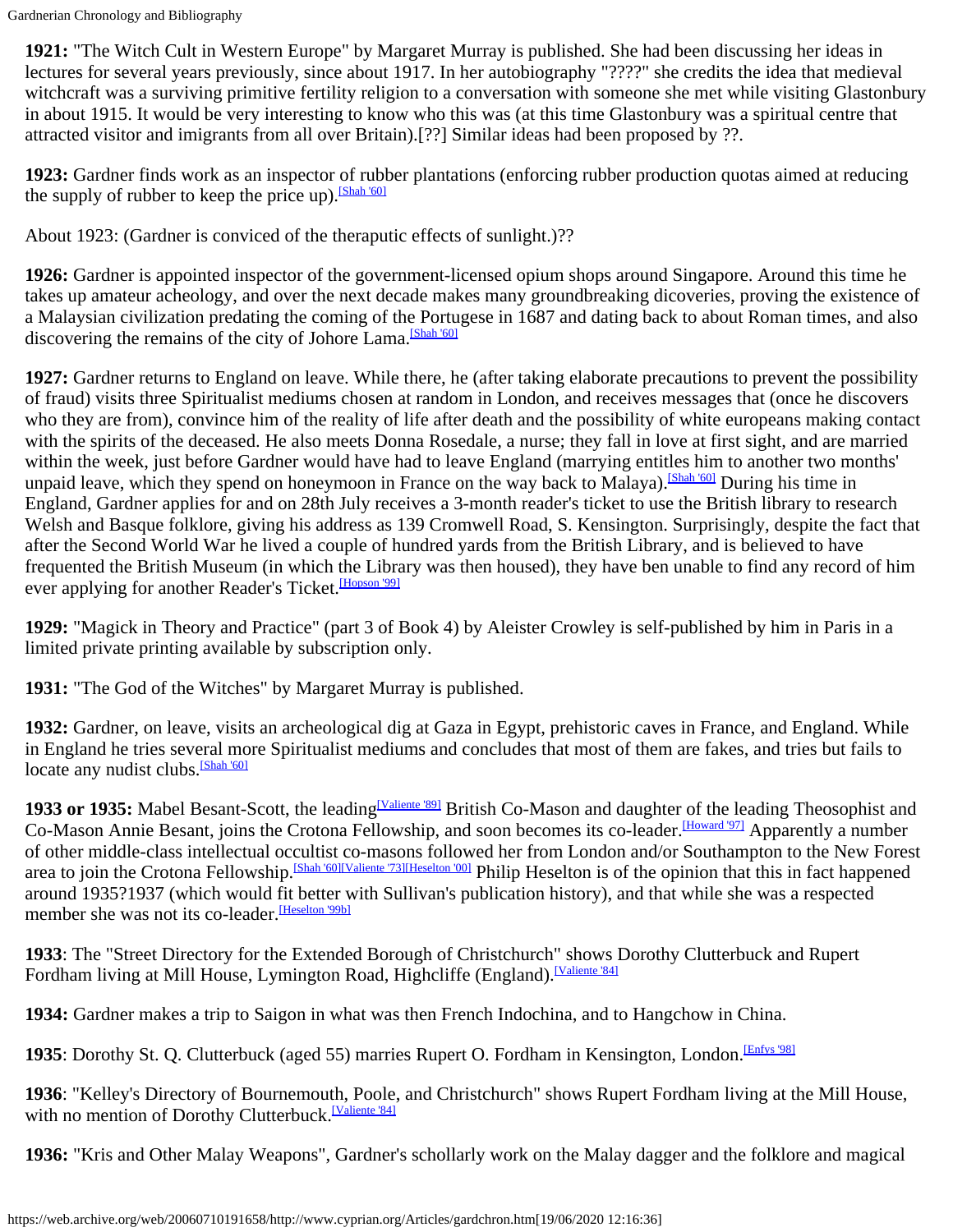**1921:** "The Witch Cult in Western Europe" by Margaret Murray is published. She had been discussing her ideas in lectures for several years previously, since about 1917. In her autobiography "????" she credits the idea that medieval witchcraft was a surviving primitive fertility religion to a conversation with someone she met while visiting Glastonbury in about 1915. It would be very interesting to know who this was (at this time Glastonbury was a spiritual centre that attracted visitor and imigrants from all over Britain).[??] Similar ideas had been proposed by ??.

**1923:** Gardner finds work as an inspector of rubber plantations (enforcing rubber production quotas aimed at reducing the supply of rubber to keep the price up).[Shah '60]

About 1923: (Gardner is conviced of the theraputic effects of sunlight.)??

**1926:** Gardner is appointed inspector of the government-licensed opium shops around Singapore. Around this time he takes up amateur acheology, and over the next decade makes many groundbreaking dicoveries, proving the existence of a Malaysian civilization predating the coming of the Portugese in 1687 and dating back to about Roman times, and also discovering the remains of the city of Johore Lama.[Shah '60]

**1927:** Gardner returns to England on leave. While there, he (after taking elaborate precautions to prevent the possibility of fraud) visits three Spiritualist mediums chosen at random in London, and receives messages that (once he discovers who they are from), convince him of the reality of life after death and the possibility of white europeans making contact with the spirits of the deceased. He also meets Donna Rosedale, a nurse; they fall in love at first sight, and are married within the week, just before Gardner would have had to leave England (marrying entitles him to another two months' unpaid leave, which they spend on honeymoon in France on the way back to Malaya).[Shah '60] During his time in England, Gardner applies for and on 28th July receives a 3-month reader's ticket to use the British library to research Welsh and Basque folklore, giving his address as 139 Cromwell Road, S. Kensington. Surprisingly, despite the fact that after the Second World War he lived a couple of hundred yards from the British Library, and is believed to have frequented the British Museum (in which the Library was then housed), they have ben unable to find any record of him ever applying for another Reader's Ticket.[Hopson '99]

**1929:** "Magick in Theory and Practice" (part 3 of Book 4) by Aleister Crowley is self-published by him in Paris in a limited private printing available by subscription only.

**1931:** "The God of the Witches" by Margaret Murray is published.

**1932:** Gardner, on leave, visits an archeological dig at Gaza in Egypt, prehistoric caves in France, and England. While in England he tries several more Spiritualist mediums and concludes that most of them are fakes, and tries but fails to locate any nudist clubs.[Shah '60]

**1933 or 1935:** Mabel Besant-Scott, the leading[Valiente '89] British Co-Mason and daughter of the leading Theosophist and Co-Mason Annie Besant, joins the Crotona Fellowship, and soon becomes its co-leader.[Howard '97] Apparently a number of other middle-class intellectual occultist co-masons followed her from London and/or Southampton to the New Forest area to join the Crotona Fellowship.[Shah '60][Valiente '73][Heselton '00] Philip Heselton is of the opinion that this in fact happened around 1935?1937 (which would fit better with Sullivan's publication history), and that while she was a respected member she was not its co-leader.[Heselton '99b]

**1933**: The "Street Directory for the Extended Borough of Christchurch" shows Dorothy Clutterbuck and Rupert Fordham living at Mill House, Lymington Road, Highcliffe (England).[Valiente '84]

**1934:** Gardner makes a trip to Saigon in what was then French Indochina, and to Hangchow in China.

**1935**: Dorothy St. Q. Clutterbuck (aged 55) marries Rupert O. Fordham in Kensington, London.[Enfys '98]

**1936**: "Kelley's Directory of Bournemouth, Poole, and Christchurch" shows Rupert Fordham living at the Mill House, with no mention of Dorothy Clutterbuck.[Valiente '84]

**1936:** "Kris and Other Malay Weapons", Gardner's schollarly work on the Malay dagger and the folklore and magical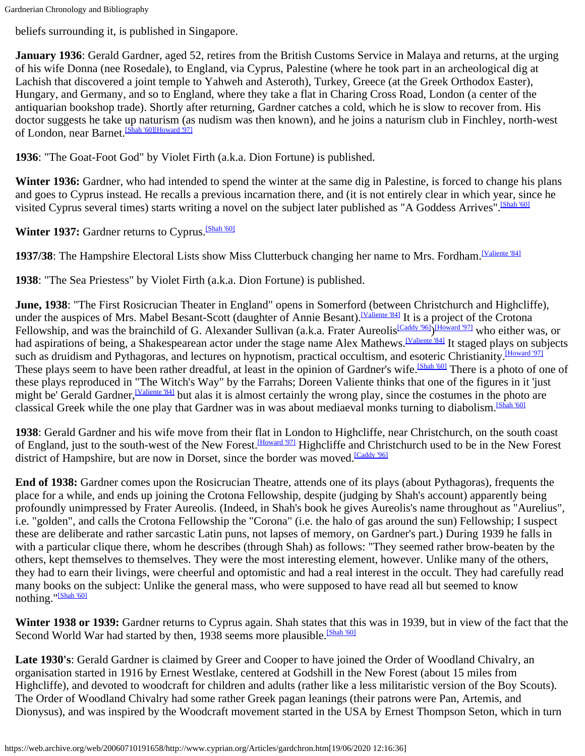beliefs surrounding it, is published in Singapore.

**January 1936**: Gerald Gardner, aged 52, retires from the British Customs Service in Malaya and returns, at the urging of his wife Donna (nee Rosedale), to England, via Cyprus, Palestine (where he took part in an archeological dig at Lachish that discovered a joint temple to Yahweh and Asteroth), Turkey, Greece (at the Greek Orthodox Easter), Hungary, and Germany, and so to England, where they take a flat in Charing Cross Road, London (a center of the antiquarian bookshop trade). Shortly after returning, Gardner catches a cold, which he is slow to recover from. His doctor suggests he take up naturism (as nudism was then known), and he joins a naturism club in Finchley, north-west of London, near Barnet.[Shah '60][Howard '97]

**1936**: "The Goat-Foot God" by Violet Firth (a.k.a. Dion Fortune) is published.

**Winter 1936:** Gardner, who had intended to spend the winter at the same dig in Palestine, is forced to change his plans and goes to Cyprus instead. He recalls a previous incarnation there, and (it is not entirely clear in which year, since he visited Cyprus several times) starts writing a novel on the subject later published as "A Goddess Arrives".[Shah '60]

**Winter 1937:** Gardner returns to Cyprus.[Shah '60]

**1937/38**: The Hampshire Electoral Lists show Miss Clutterbuck changing her name to Mrs. Fordham.[Valiente '84]

**1938**: "The Sea Priestess" by Violet Firth (a.k.a. Dion Fortune) is published.

**June, 1938**: "The First Rosicrucian Theater in England" opens in Somerford (between Christchurch and Highcliffe), under the auspices of Mrs. Mabel Besant-Scott (daughter of Annie Besant).[Valiente '84] It is a project of the Crotona Fellowship, and was the brainchild of G. Alexander Sullivan (a.k.a. Frater Aureolis[Caddy '96])[Howard '97] who either was, or had aspirations of being, a Shakespearean actor under the stage name Alex Mathews.[Valiente '84] It staged plays on subjects such as druidism and Pythagoras, and lectures on hypnotism, practical occultism, and esoteric Christianity.[Howard '97] These plays seem to have been rather dreadful, at least in the opinion of Gardner's wife.[Shah '60] There is a photo of one of these plays reproduced in "The Witch's Way" by the Farrahs; Doreen Valiente thinks that one of the figures in it 'just might be' Gerald Gardner,[Valiente '84] but alas it is almost certainly the wrong play, since the costumes in the photo are classical Greek while the one play that Gardner was in was about mediaeval monks turning to diabolism.[Shah '60]

**1938**: Gerald Gardner and his wife move from their flat in London to Highcliffe, near Christchurch, on the south coast of England, just to the south-west of the New Forest.[Howard '97] Highcliffe and Christchurch used to be in the New Forest district of Hampshire, but are now in Dorset, since the border was moved.[Caddy '96]

**End of 1938:** Gardner comes upon the Rosicrucian Theatre, attends one of its plays (about Pythagoras), frequents the place for a while, and ends up joining the Crotona Fellowship, despite (judging by Shah's account) apparently being profoundly unimpressed by Frater Aureolis. (Indeed, in Shah's book he gives Aureolis's name throughout as "Aurelius", i.e. "golden", and calls the Crotona Fellowship the "Corona" (i.e. the halo of gas around the sun) Fellowship; I suspect these are deliberate and rather sarcastic Latin puns, not lapses of memory, on Gardner's part.) During 1939 he falls in with a particular clique there, whom he describes (through Shah) as follows: "They seemed rather brow-beaten by the others, kept themselves to themselves. They were the most interesting element, however. Unlike many of the others, they had to earn their livings, were cheerful and optomistic and had a real interest in the occult. They had carefully read many books on the subject: Unlike the general mass, who were supposed to have read all but seemed to know nothing."[Shah '60]

**Winter 1938 or 1939:** Gardner returns to Cyprus again. Shah states that this was in 1939, but in view of the fact that the Second World War had started by then, 1938 seems more plausible.[Shah '60]

**Late 1930's**: Gerald Gardner is claimed by Greer and Cooper to have joined the Order of Woodland Chivalry, an organisation started in 1916 by Ernest Westlake, centered at Godshill in the New Forest (about 15 miles from Highcliffe), and devoted to woodcraft for children and adults (rather like a less militaristic version of the Boy Scouts). The Order of Woodland Chivalry had some rather Greek pagan leanings (their patrons were Pan, Artemis, and Dionysus), and was inspired by the Woodcraft movement started in the USA by Ernest Thompson Seton, which in turn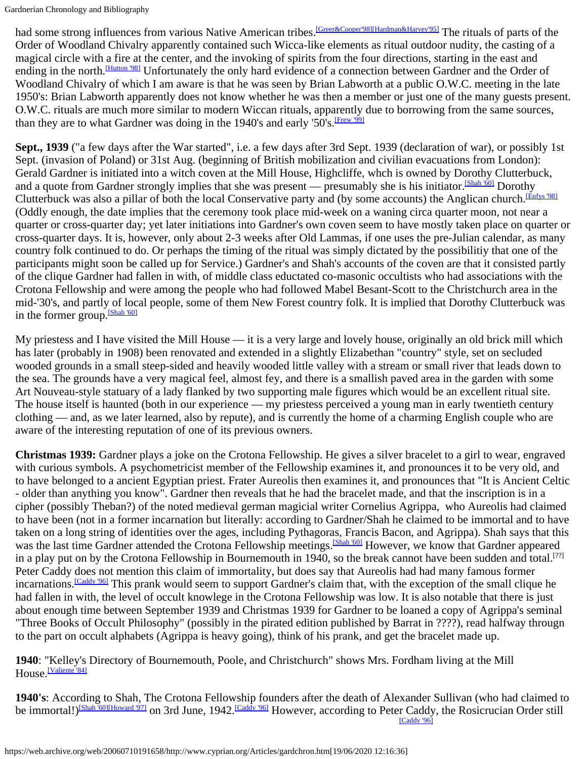had some strong influences from various Native American tribes.[Greer&Cooper'98][Hardman&Harvey'95] The rituals of parts of the Order of Woodland Chivalry apparently contained such Wicca-like elements as ritual outdoor nudity, the casting of a magical circle with a fire at the center, and the invoking of spirits from the four directions, starting in the east and ending in the north.[Hutton '98] Unfortunately the only hard evidence of a connection between Gardner and the Order of Woodland Chivalry of which I am aware is that he was seen by Brian Labworth at a public O.W.C. meeting in the late 1950's: Brian Labworth apparently does not know whether he was then a member or just one of the many guests present. O.W.C. rituals are much more similar to modern Wiccan rituals, apparently due to borrowing from the same sources, than they are to what Gardner was doing in the 1940's and early '50's.[Frew '99]

**Sept., 1939** ("a few days after the War started", i.e. a few days after 3rd Sept. 1939 (declaration of war), or possibly 1st Sept. (invasion of Poland) or 31st Aug. (beginning of British mobilization and civilian evacuations from London): Gerald Gardner is initiated into a witch coven at the Mill House, Highcliffe, whch is owned by Dorothy Clutterbuck, and a quote from Gardner strongly implies that she was present — presumably she is his initiator.[Shah '60] Dorothy Clutterbuck was also a pillar of both the local Conservative party and (by some accounts) the Anglican church.[Enfys '98] (Oddly enough, the date implies that the ceremony took place mid-week on a waning circa quarter moon, not near a quarter or cross-quarter day; yet later initiations into Gardner's own coven seem to have mostly taken place on quarter or cross-quarter days. It is, however, only about 2-3 weeks after Old Lammas, if one uses the pre-Julian calendar, as many country folk continued to do. Or perhaps the timing of the ritual was simply dictated by the possibilitiy that one of the participants might soon be called up for Service.) Gardner's and Shah's accounts of the coven are that it consisted partly of the clique Gardner had fallen in with, of middle class eductated co-masonic occultists who had associations with the Crotona Fellowship and were among the people who had followed Mabel Besant-Scott to the Christchurch area in the mid-'30's, and partly of local people, some of them New Forest country folk. It is implied that Dorothy Clutterbuck was in the former group.[Shah '60]

My priestess and I have visited the Mill House — it is a very large and lovely house, originally an old brick mill which has later (probably in 1908) been renovated and extended in a slightly Elizabethan "country" style, set on secluded wooded grounds in a small steep-sided and heavily wooded little valley with a stream or small river that leads down to the sea. The grounds have a very magical feel, almost fey, and there is a smallish paved area in the garden with some Art Nouveau-style statuary of a lady flanked by two supporting male figures which would be an excellent ritual site. The house itself is haunted (both in our experience — my priestess perceived a young man in early twentieth century clothing — and, as we later learned, also by repute), and is currently the home of a charming English couple who are aware of the interesting reputation of one of its previous owners.

**Christmas 1939:** Gardner plays a joke on the Crotona Fellowship. He gives a silver bracelet to a girl to wear, engraved with curious symbols. A psychometricist member of the Fellowship examines it, and pronounces it to be very old, and to have belonged to a ancient Egyptian priest. Frater Aureolis then examines it, and pronounces that "It is Ancient Celtic - older than anything you know". Gardner then reveals that he had the bracelet made, and that the inscription is in a cipher (possibly Theban?) of the noted medieval german magicial writer Cornelius Agrippa, who Aureolis had claimed to have been (not in a former incarnation but literally: according to Gardner/Shah he claimed to be immortal and to have taken on a long string of identities over the ages, including Pythagoras, Francis Bacon, and Agrippa). Shah says that this was the last time Gardner attended the Crotona Fellowship meetings.[Shah '60] However, we know that Gardner appeared in a play put on by the Crotona Fellowship in Bournemouth in 1940, so the break cannot have been sudden and total.[??] Peter Caddy does not mention this claim of immortality, but does say that Aureolis had had many famous former incarnations.[Caddy '96] This prank would seem to support Gardner's claim that, with the exception of the small clique he had fallen in with, the level of occult knowlege in the Crotona Fellowship was low. It is also notable that there is just about enough time between September 1939 and Christmas 1939 for Gardner to be loaned a copy of Agrippa's seminal "Three Books of Occult Philosophy" (possibly in the pirated edition published by Barrat in ????), read halfway througn to the part on occult alphabets (Agrippa is heavy going), think of his prank, and get the bracelet made up.

**1940**: "Kelley's Directory of Bournemouth, Poole, and Christchurch" shows Mrs. Fordham living at the Mill House.[Valiente '84]

**1940's**: According to Shah, The Crotona Fellowship founders after the death of Alexander Sullivan (who had claimed to be immortal!)[Shah '60][Howard '97] on 3rd June, 1942.[Caddy '96] However, according to Peter Caddy, the Rosicrucian Order still [Caddy '96]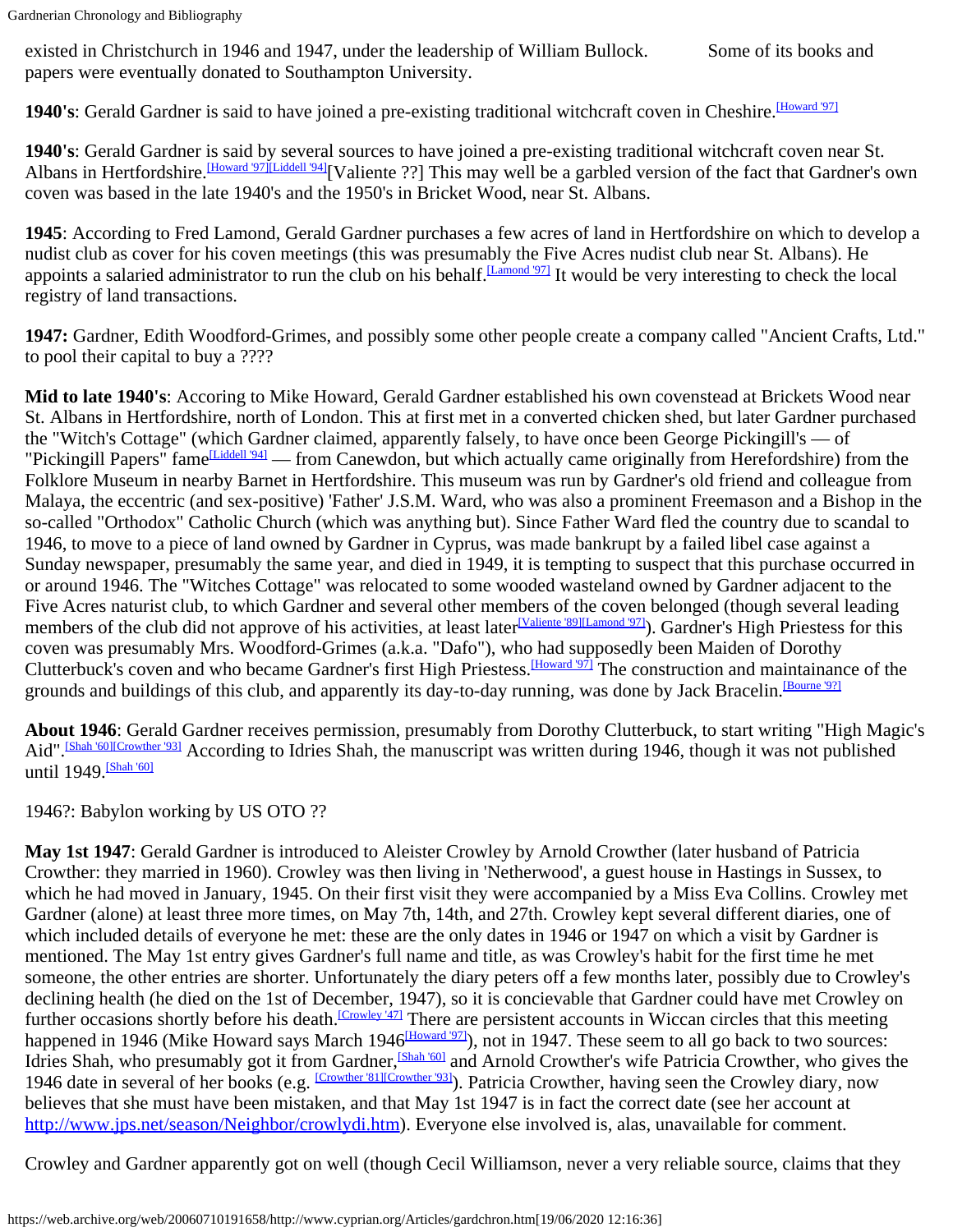existed in Christchurch in 1946 and 1947, under the leadership of William Bullock. Some of its books and papers were eventually donated to Southampton University.

**1940's**: Gerald Gardner is said to have joined a pre-existing traditional witchcraft coven in Cheshire.[Howard '97]

**1940's**: Gerald Gardner is said by several sources to have joined a pre-existing traditional witchcraft coven near St. Albans in Hertfordshire.[Howard '97][Liddell '94][Valiente ??] This may well be a garbled version of the fact that Gardner's own coven was based in the late 1940's and the 1950's in Bricket Wood, near St. Albans.

**1945**: According to Fred Lamond, Gerald Gardner purchases a few acres of land in Hertfordshire on which to develop a nudist club as cover for his coven meetings (this was presumably the Five Acres nudist club near St. Albans). He appoints a salaried administrator to run the club on his behalf.[Lamond '97] It would be very interesting to check the local registry of land transactions.

**1947:** Gardner, Edith Woodford-Grimes, and possibly some other people create a company called "Ancient Crafts, Ltd." to pool their capital to buy a ????

**Mid to late 1940's**: Accoring to Mike Howard, Gerald Gardner established his own covenstead at Brickets Wood near St. Albans in Hertfordshire, north of London. This at first met in a converted chicken shed, but later Gardner purchased the "Witch's Cottage" (which Gardner claimed, apparently falsely, to have once been George Pickingill's — of "Pickingill Papers" fame[Liddell '94] — from Canewdon, but which actually came originally from Herefordshire) from the Folklore Museum in nearby Barnet in Hertfordshire. This museum was run by Gardner's old friend and colleague from Malaya, the eccentric (and sex-positive) 'Father' J.S.M. Ward, who was also a prominent Freemason and a Bishop in the so-called "Orthodox" Catholic Church (which was anything but). Since Father Ward fled the country due to scandal to 1946, to move to a piece of land owned by Gardner in Cyprus, was made bankrupt by a failed libel case against a Sunday newspaper, presumably the same year, and died in 1949, it is tempting to suspect that this purchase occurred in or around 1946. The "Witches Cottage" was relocated to some wooded wasteland owned by Gardner adjacent to the Five Acres naturist club, to which Gardner and several other members of the coven belonged (though several leading members of the club did not approve of his activities, at least later[Valiente '89][Lamond '97]). Gardner's High Priestess for this coven was presumably Mrs. Woodford-Grimes (a.k.a. "Dafo"), who had supposedly been Maiden of Dorothy Clutterbuck's coven and who became Gardner's first High Priestess.[Howard '97] The construction and maintainance of the grounds and buildings of this club, and apparently its day-to-day running, was done by Jack Bracelin.[Bourne '9?]

**About 1946**: Gerald Gardner receives permission, presumably from Dorothy Clutterbuck, to start writing "High Magic's Aid".[Shah '60][Crowther '93] According to Idries Shah, the manuscript was written during 1946, though it was not published until 1949.[Shah '60]

1946?: Babylon working by US OTO ??

**May 1st 1947**: Gerald Gardner is introduced to Aleister Crowley by Arnold Crowther (later husband of Patricia Crowther: they married in 1960). Crowley was then living in 'Netherwood', a guest house in Hastings in Sussex, to which he had moved in January, 1945. On their first visit they were accompanied by a Miss Eva Collins. Crowley met Gardner (alone) at least three more times, on May 7th, 14th, and 27th. Crowley kept several different diaries, one of which included details of everyone he met: these are the only dates in 1946 or 1947 on which a visit by Gardner is mentioned. The May 1st entry gives Gardner's full name and title, as was Crowley's habit for the first time he met someone, the other entries are shorter. Unfortunately the diary peters off a few months later, possibly due to Crowley's declining health (he died on the 1st of December, 1947), so it is concievable that Gardner could have met Crowley on further occasions shortly before his death.[Crowley '47] There are persistent accounts in Wiccan circles that this meeting happened in 1946 (Mike Howard says March 1946[Howard '97]), not in 1947. These seem to all go back to two sources: Idries Shah, who presumably got it from Gardner,[Shah '60] and Arnold Crowther's wife Patricia Crowther, who gives the 1946 date in several of her books (e.g. [Crowther '81][Crowther '93]). Patricia Crowther, having seen the Crowley diary, now believes that she must have been mistaken, and that May 1st 1947 is in fact the correct date (see her account at http://www.jps.net/season/Neighbor/crowlydi.htm). Everyone else involved is, alas, unavailable for comment.

Crowley and Gardner apparently got on well (though Cecil Williamson, never a very reliable source, claims that they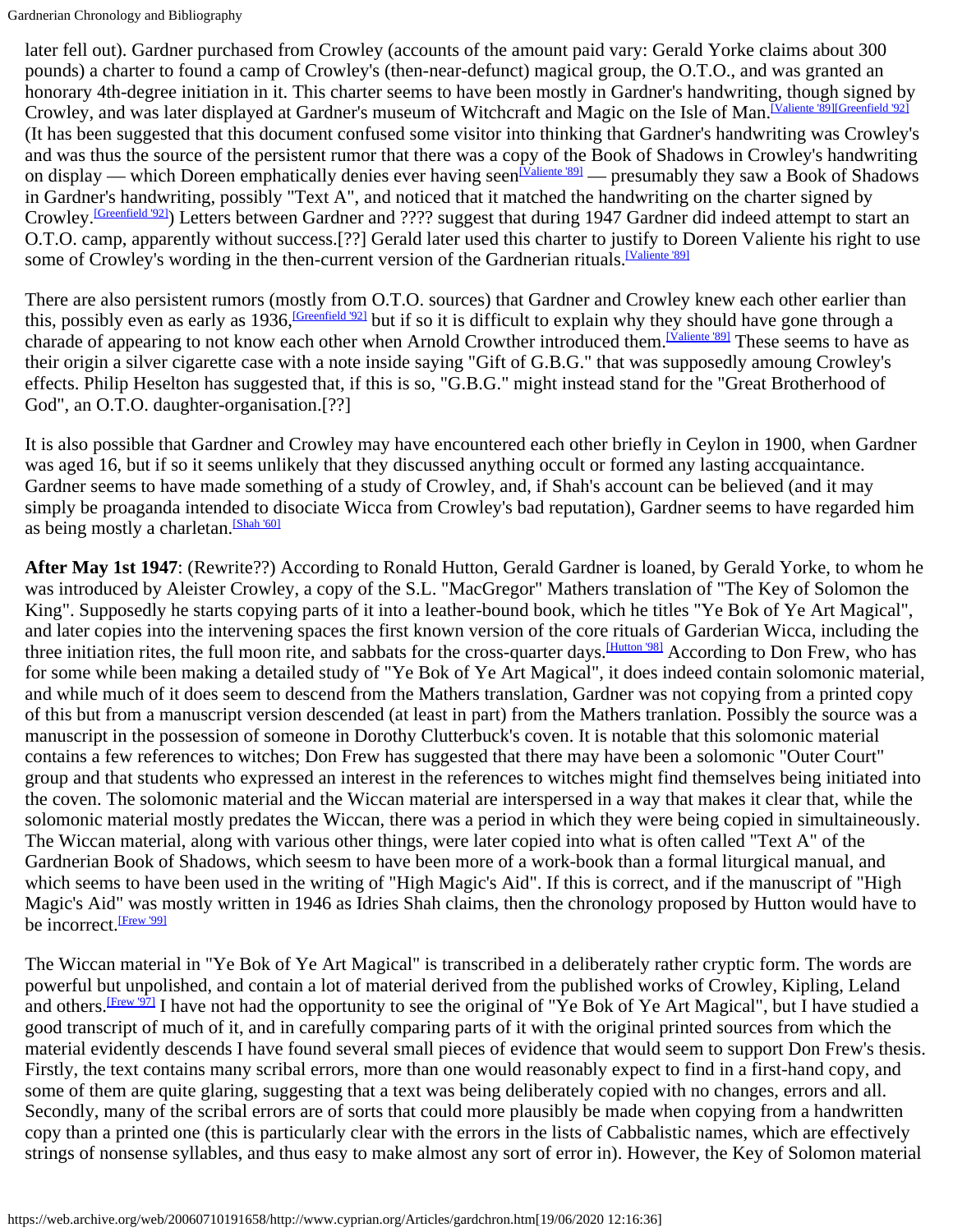later fell out). Gardner purchased from Crowley (accounts of the amount paid vary: Gerald Yorke claims about 300 pounds) a charter to found a camp of Crowley's (then-near-defunct) magical group, the O.T.O., and was granted an honorary 4th-degree initiation in it. This charter seems to have been mostly in Gardner's handwriting, though signed by Crowley, and was later displayed at Gardner's museum of Witchcraft and Magic on the Isle of Man.[Valiente '89][Greenfield '92] (It has been suggested that this document confused some visitor into thinking that Gardner's handwriting was Crowley's and was thus the source of the persistent rumor that there was a copy of the Book of Shadows in Crowley's handwriting on display — which Doreen emphatically denies ever having seen[Valiente '89] — presumably they saw a Book of Shadows in Gardner's handwriting, possibly "Text A", and noticed that it matched the handwriting on the charter signed by Crowley.[Greenfield '92]) Letters between Gardner and ???? suggest that during 1947 Gardner did indeed attempt to start an O.T.O. camp, apparently without success.[??] Gerald later used this charter to justify to Doreen Valiente his right to use some of Crowley's wording in the then-current version of the Gardnerian rituals.[Valiente '89]

There are also persistent rumors (mostly from O.T.O. sources) that Gardner and Crowley knew each other earlier than this, possibly even as early as 1936,[Greenfield '92] but if so it is difficult to explain why they should have gone through a charade of appearing to not know each other when Arnold Crowther introduced them.[Valiente '89] These seems to have as their origin a silver cigarette case with a note inside saying "Gift of G.B.G." that was supposedly amoung Crowley's effects. Philip Heselton has suggested that, if this is so, "G.B.G." might instead stand for the "Great Brotherhood of God", an O.T.O. daughter-organisation.[??]

It is also possible that Gardner and Crowley may have encountered each other briefly in Ceylon in 1900, when Gardner was aged 16, but if so it seems unlikely that they discussed anything occult or formed any lasting accquaintance. Gardner seems to have made something of a study of Crowley, and, if Shah's account can be believed (and it may simply be proaganda intended to disociate Wicca from Crowley's bad reputation), Gardner seems to have regarded him as being mostly a charletan.[Shah '60]

**After May 1st 1947**: (Rewrite??) According to Ronald Hutton, Gerald Gardner is loaned, by Gerald Yorke, to whom he was introduced by Aleister Crowley, a copy of the S.L. "MacGregor" Mathers translation of "The Key of Solomon the King". Supposedly he starts copying parts of it into a leather-bound book, which he titles "Ye Bok of Ye Art Magical", and later copies into the intervening spaces the first known version of the core rituals of Garderian Wicca, including the three initiation rites, the full moon rite, and sabbats for the cross-quarter days.[Hutton '98] According to Don Frew, who has for some while been making a detailed study of "Ye Bok of Ye Art Magical", it does indeed contain solomonic material, and while much of it does seem to descend from the Mathers translation, Gardner was not copying from a printed copy of this but from a manuscript version descended (at least in part) from the Mathers tranlation. Possibly the source was a manuscript in the possession of someone in Dorothy Clutterbuck's coven. It is notable that this solomonic material contains a few references to witches; Don Frew has suggested that there may have been a solomonic "Outer Court" group and that students who expressed an interest in the references to witches might find themselves being initiated into the coven. The solomonic material and the Wiccan material are interspersed in a way that makes it clear that, while the solomonic material mostly predates the Wiccan, there was a period in which they were being copied in simultaineously. The Wiccan material, along with various other things, were later copied into what is often called "Text A" of the Gardnerian Book of Shadows, which seesm to have been more of a work-book than a formal liturgical manual, and which seems to have been used in the writing of "High Magic's Aid". If this is correct, and if the manuscript of "High Magic's Aid" was mostly written in 1946 as Idries Shah claims, then the chronology proposed by Hutton would have to be incorrect.[Frew '99]

The Wiccan material in "Ye Bok of Ye Art Magical" is transcribed in a deliberately rather cryptic form. The words are powerful but unpolished, and contain a lot of material derived from the published works of Crowley, Kipling, Leland and others.[Frew '97] I have not had the opportunity to see the original of "Ye Bok of Ye Art Magical", but I have studied a good transcript of much of it, and in carefully comparing parts of it with the original printed sources from which the material evidently descends I have found several small pieces of evidence that would seem to support Don Frew's thesis. Firstly, the text contains many scribal errors, more than one would reasonably expect to find in a first-hand copy, and some of them are quite glaring, suggesting that a text was being deliberately copied with no changes, errors and all. Secondly, many of the scribal errors are of sorts that could more plausibly be made when copying from a handwritten copy than a printed one (this is particularly clear with the errors in the lists of Cabbalistic names, which are effectively strings of nonsense syllables, and thus easy to make almost any sort of error in). However, the Key of Solomon material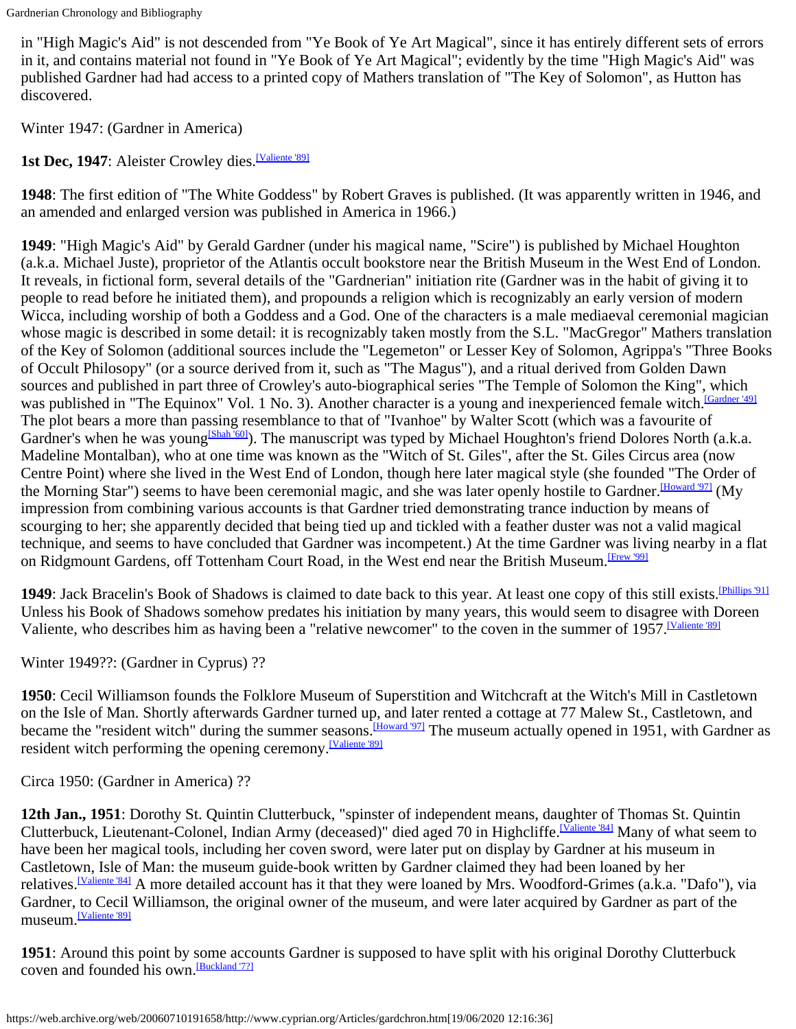in "High Magic's Aid" is not descended from "Ye Book of Ye Art Magical", since it has entirely different sets of errors in it, and contains material not found in "Ye Book of Ye Art Magical"; evidently by the time "High Magic's Aid" was published Gardner had had access to a printed copy of Mathers translation of "The Key of Solomon", as Hutton has discovered.

Winter 1947: (Gardner in America)

**1st Dec, 1947**: Aleister Crowley dies.[Valiente '89]

**1948**: The first edition of "The White Goddess" by Robert Graves is published. (It was apparently written in 1946, and an amended and enlarged version was published in America in 1966.)

**1949**: "High Magic's Aid" by Gerald Gardner (under his magical name, "Scire") is published by Michael Houghton (a.k.a. Michael Juste), proprietor of the Atlantis occult bookstore near the British Museum in the West End of London. It reveals, in fictional form, several details of the "Gardnerian" initiation rite (Gardner was in the habit of giving it to people to read before he initiated them), and propounds a religion which is recognizably an early version of modern Wicca, including worship of both a Goddess and a God. One of the characters is a male mediaeval ceremonial magician whose magic is described in some detail: it is recognizably taken mostly from the S.L. "MacGregor" Mathers translation of the Key of Solomon (additional sources include the "Legemeton" or Lesser Key of Solomon, Agrippa's "Three Books of Occult Philosophy" (or a source derived from it, such as "The Magus"), and a ritual derived from Golden Dawn sources and published in part three of Crowley's auto-biographical series "The Temple of Solomon the King", which was published in "The Equinox" Vol. 1 No. 3). Another character is a young and inexperienced female witch.[Gardner '49] The plot bears a more than passing resemblance to that of "Ivanhoe" by Walter Scott (which was a favourite of Gardner's when he was young[Shah '60]). The manuscript was typed by Michael Houghton's friend Dolores North (a.k.a. Madeline Montalban), who at one time was known as the "Witch of St. Giles", after the St. Giles Circus area (now Centre Point) where she lived in the West End of London, though here later magical style (she founded "The Order of the Morning Star") seems to have been ceremonial magic, and she was later openly hostile to Gardner.[Howard '97] (My impression from combining various accounts is that Gardner tried demonstrating trance induction by means of scourging to her; she apparently decided that being tied up and tickled with a feather duster was not a valid magical technique, and seems to have concluded that Gardner was incompetent.) At the time Gardner was living nearby in a flat on Ridgmount Gardens, off Tottenham Court Road, in the West end near the British Museum.[Frew '99]

**1949**: Jack Bracelin's Book of Shadows is claimed to date back to this year. At least one copy of this still exists.[Phillips '91] Unless his Book of Shadows somehow predates his initiation by many years, this would seem to disagree with Doreen Valiente, who describes him as having been a "relative newcomer" to the coven in the summer of 1957.[Valiente '89]

Winter 1949??: (Gardner in Cyprus) ??

**1950**: Cecil Williamson founds the Folklore Museum of Superstition and Witchcraft at the Witch's Mill in Castletown on the Isle of Man. Shortly afterwards Gardner turned up, and later rented a cottage at 77 Malew St., Castletown, and became the "resident witch" during the summer seasons.[Howard '97] The museum actually opened in 1951, with Gardner as resident witch performing the opening ceremony.[Valiente '89]

Circa 1950: (Gardner in America) ??

**12th Jan., 1951**: Dorothy St. Quintin Clutterbuck, "spinster of independent means, daughter of Thomas St. Quintin Clutterbuck, Lieutenant-Colonel, Indian Army (deceased)" died aged 70 in Highcliffe.[Valiente '84] Many of what seem to have been her magical tools, including her coven sword, were later put on display by Gardner at his museum in Castletown, Isle of Man: the museum guide-book written by Gardner claimed they had been loaned by her relatives.[Valiente '84] A more detailed account has it that they were loaned by Mrs. Woodford-Grimes (a.k.a. "Dafo"), via Gardner, to Cecil Williamson, the original owner of the museum, and were later acquired by Gardner as part of the museum.[Valiente '89]

**1951**: Around this point by some accounts Gardner is supposed to have split with his original Dorothy Clutterbuck coven and founded his own.[Buckland '7?]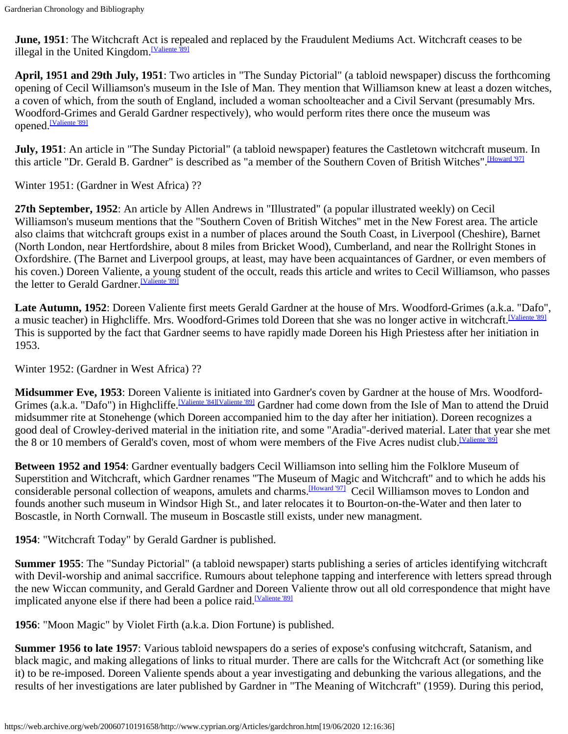**June, 1951**: The Witchcraft Act is repealed and replaced by the Fraudulent Mediums Act. Witchcraft ceases to be illegal in the United Kingdom.[Valiente '89]

**April, 1951 and 29th July, 1951**: Two articles in "The Sunday Pictorial" (a tabloid newspaper) discuss the forthcoming opening of Cecil Williamson's museum in the Isle of Man. They mention that Williamson knew at least a dozen witches, a coven of which, from the south of England, included a woman schoolteacher and a Civil Servant (presumably Mrs. Woodford-Grimes and Gerald Gardner respectively), who would perform rites there once the museum was opened.[Valiente '89]

**July, 1951**: An article in "The Sunday Pictorial" (a tabloid newspaper) features the Castletown witchcraft museum. In this article "Dr. Gerald B. Gardner" is described as "a member of the Southern Coven of British Witches".[Howard '97]

Winter 1951: (Gardner in West Africa) ??

**27th September, 1952**: An article by Allen Andrews in "Illustrated" (a popular illustrated weekly) on Cecil Williamson's museum mentions that the "Southern Coven of British Witches" met in the New Forest area. The article also claims that witchcraft groups exist in a number of places around the South Coast, in Liverpool (Cheshire), Barnet (North London, near Hertfordshire, about 8 miles from Bricket Wood), Cumberland, and near the Rollright Stones in Oxfordshire. (The Barnet and Liverpool groups, at least, may have been acquaintances of Gardner, or even members of his coven.) Doreen Valiente, a young student of the occult, reads this article and writes to Cecil Williamson, who passes the letter to Gerald Gardner.[Valiente '89]

**Late Autumn, 1952**: Doreen Valiente first meets Gerald Gardner at the house of Mrs. Woodford-Grimes (a.k.a. "Dafo", a music teacher) in Highcliffe. Mrs. Woodford-Grimes told Doreen that she was no longer active in witchcraft.[Valiente '89] This is supported by the fact that Gardner seems to have rapidly made Doreen his High Priestess after her initiation in 1953.

Winter 1952: (Gardner in West Africa) ??

**Midsummer Eve, 1953**: Doreen Valiente is initiated into Gardner's coven by Gardner at the house of Mrs. Woodford-Grimes (a.k.a. "Dafo") in Highcliffe.[Valiente '84][Valiente '89] Gardner had come down from the Isle of Man to attend the Druid midsummer rite at Stonehenge (which Doreen accompanied him to the day after her initiation). Doreen recognizes a good deal of Crowley-derived material in the initiation rite, and some "Aradia"-derived material. Later that year she met the 8 or 10 members of Gerald's coven, most of whom were members of the Five Acres nudist club.[Valiente '89]

**Between 1952 and 1954**: Gardner eventually badgers Cecil Williamson into selling him the Folklore Museum of Superstition and Witchcraft, which Gardner renames "The Museum of Magic and Witchcraft" and to which he adds his considerable personal collection of weapons, amulets and charms.[Howard '97] Cecil Williamson moves to London and founds another such museum in Windsor High St., and later relocates it to Bourton-on-the-Water and then later to Boscastle, in North Cornwall. The museum in Boscastle still exists, under new managment.

**1954**: "Witchcraft Today" by Gerald Gardner is published.

**Summer 1955**: The "Sunday Pictorial" (a tabloid newspaper) starts publishing a series of articles identifying witchcraft with Devil-worship and animal saccrifice. Rumours about telephone tapping and interference with letters spread through the new Wiccan community, and Gerald Gardner and Doreen Valiente throw out all old correspondence that might have implicated anyone else if there had been a police raid.[Valiente '89]

**1956**: "Moon Magic" by Violet Firth (a.k.a. Dion Fortune) is published.

**Summer 1956 to late 1957**: Various tabloid newspapers do a series of expose's confusing witchcraft, Satanism, and black magic, and making allegations of links to ritual murder. There are calls for the Witchcraft Act (or something like it) to be re-imposed. Doreen Valiente spends about a year investigating and debunking the various allegations, and the results of her investigations are later published by Gardner in "The Meaning of Witchcraft" (1959). During this period,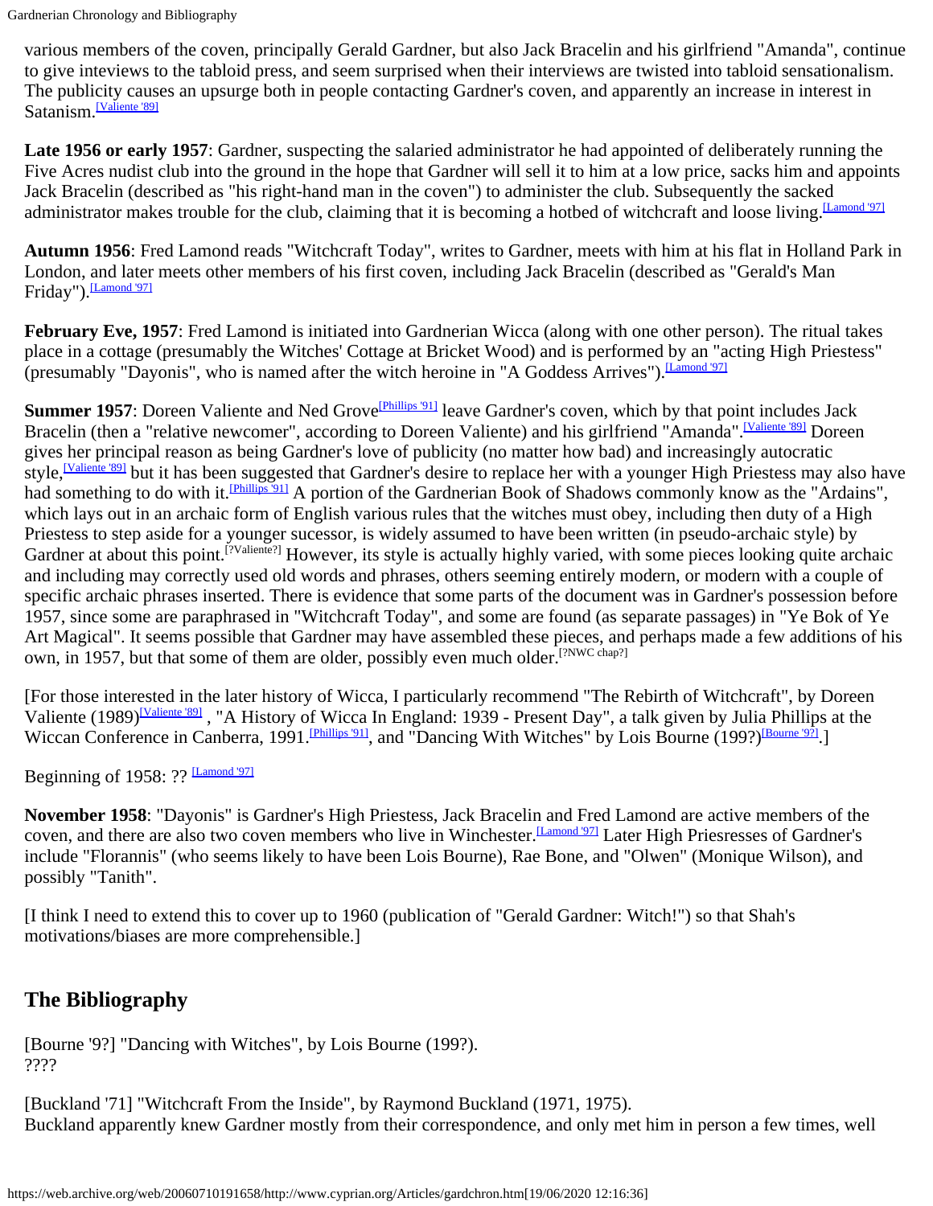various members of the coven, principally Gerald Gardner, but also Jack Bracelin and his girlfriend "Amanda", continue to give inteviews to the tabloid press, and seem surprised when their interviews are twisted into tabloid sensationalism. The publicity causes an upsurge both in people contacting Gardner's coven, and apparently an increase in interest in Satanism.[Valiente '89]

**Late 1956 or early 1957**: Gardner, suspecting the salaried administrator he had appointed of deliberately running the Five Acres nudist club into the ground in the hope that Gardner will sell it to him at a low price, sacks him and appoints Jack Bracelin (described as "his right-hand man in the coven") to administer the club. Subsequently the sacked administrator makes trouble for the club, claiming that it is becoming a hotbed of witchcraft and loose living.[Lamond '97]

**Autumn 1956**: Fred Lamond reads "Witchcraft Today", writes to Gardner, meets with him at his flat in Holland Park in London, and later meets other members of his first coven, including Jack Bracelin (described as "Gerald's Man Friday").[Lamond '97]

**February Eve, 1957**: Fred Lamond is initiated into Gardnerian Wicca (along with one other person). The ritual takes place in a cottage (presumably the Witches' Cottage at Bricket Wood) and is performed by an "acting High Priestess" (presumably "Dayonis", who is named after the witch heroine in "A Goddess Arrives").[Lamond '97]

**Summer 1957**: Doreen Valiente and Ned Grove[Phillips '91] leave Gardner's coven, which by that point includes Jack Bracelin (then a "relative newcomer", according to Doreen Valiente) and his girlfriend "Amanda".[Valiente '89] Doreen gives her principal reason as being Gardner's love of publicity (no matter how bad) and increasingly autocratic style,[Valiente '89] but it has been suggested that Gardner's desire to replace her with a younger High Priestess may also have had something to do with it.[Phillips '91] A portion of the Gardnerian Book of Shadows commonly know as the "Ardains", which lays out in an archaic form of English various rules that the witches must obey, including then duty of a High Priestess to step aside for a younger sucessor, is widely assumed to have been written (in pseudo-archaic style) by Gardner at about this point.[?Valiente?] However, its style is actually highly varied, with some pieces looking quite archaic and including may correctly used old words and phrases, others seeming entirely modern, or modern with a couple of specific archaic phrases inserted. There is evidence that some parts of the document was in Gardner's possession before 1957, since some are paraphrased in "Witchcraft Today", and some are found (as separate passages) in "Ye Bok of Ye Art Magical". It seems possible that Gardner may have assembled these pieces, and perhaps made a few additions of his own, in 1957, but that some of them are older, possibly even much older.[?NWC chap?]

[For those interested in the later history of Wicca, I particularly recommend "The Rebirth of Witchcraft", by Doreen Valiente (1989)[Valiente '89] , "A History of Wicca In England: 1939 - Present Day", a talk given by Julia Phillips at the Wiccan Conference in Canberra, 1991.[Phillips '91], and "Dancing With Witches" by Lois Bourne (199?)[Bourne '9?].]

Beginning of 1958: ?? [Lamond '97]

**November 1958**: "Dayonis" is Gardner's High Priestess, Jack Bracelin and Fred Lamond are active members of the coven, and there are also two coven members who live in Winchester.[Lamond '97] Later High Priesresses of Gardner's include "Florannis" (who seems likely to have been Lois Bourne), Rae Bone, and "Olwen" (Monique Wilson), and possibly "Tanith".

[I think I need to extend this to cover up to 1960 (publication of "Gerald Gardner: Witch!") so that Shah's motivations/biases are more comprehensible.]

## The Bibliography

[Bourne '9?] "Dancing with Witches", by Lois Bourne (199?).
????

[Buckland '71] "Witchcraft From the Inside", by Raymond Buckland (1971, 1975).
Buckland apparently knew Gardner mostly from their correspondence, and only met him in person a few times, well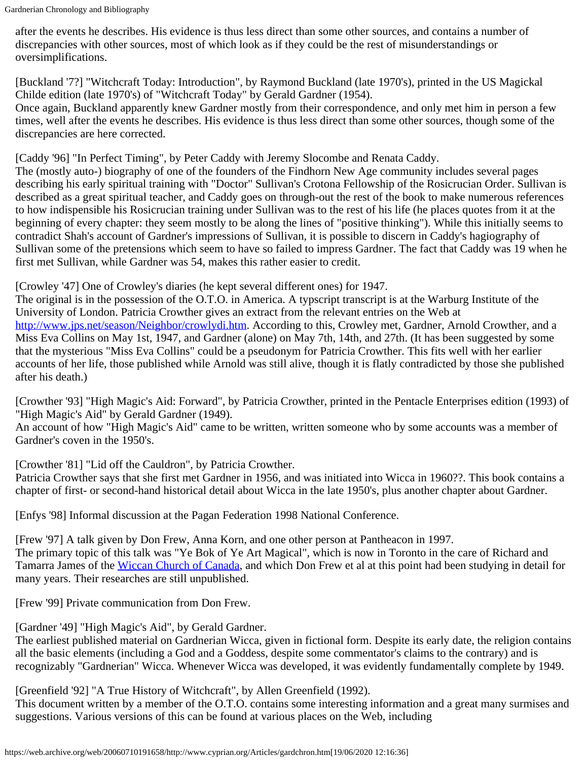after the events he describes. His evidence is thus less direct than some other sources, and contains a number of discrepancies with other sources, most of which look as if they could be the rest of misunderstandings or oversimplifications.

[Buckland '7?] "Witchcraft Today: Introduction", by Raymond Buckland (late 1970's), printed in the US Magickal Childe edition (late 1970's) of "Witchcraft Today" by Gerald Gardner (1954).
Once again, Buckland apparently knew Gardner mostly from their correspondence, and only met him in person a few times, well after the events he describes. His evidence is thus less direct than some other sources, though some of the discrepancies are here corrected.

[Caddy '96] "In Perfect Timing", by Peter Caddy with Jeremy Slocombe and Renata Caddy.
The (mostly auto-) biography of one of the founders of the Findhorn New Age community includes several pages describing his early spiritual training with "Doctor" Sullivan's Crotona Fellowship of the Rosicrucian Order. Sullivan is described as a great spiritual teacher, and Caddy goes on through-out the rest of the book to make numerous references to how indispensible his Rosicrucian training under Sullivan was to the rest of his life (he places quotes from it at the beginning of every chapter: they seem mostly to be along the lines of "positive thinking"). While this initially seems to contradict Shah's account of Gardner's impressions of Sullivan, it is possible to discern in Caddy's hagiography of Sullivan some of the pretensions which seem to have so failed to impress Gardner. The fact that Caddy was 19 when he first met Sullivan, while Gardner was 54, makes this rather easier to credit.

[Crowley '47] One of Crowley's diaries (he kept several different ones) for 1947.
The original is in the possession of the O.T.O. in America. A typscript transcript is at the Warburg Institute of the University of London. Patricia Crowther gives an extract from the relevant entries on the Web at http://www.jps.net/season/Neighbor/crowlydi.htm. According to this, Crowley met, Gardner, Arnold Crowther, and a Miss Eva Collins on May 1st, 1947, and Gardner (alone) on May 7th, 14th, and 27th. (It has been suggested by some that the mysterious "Miss Eva Collins" could be a pseudonym for Patricia Crowther. This fits well with her earlier accounts of her life, those published while Arnold was still alive, though it is flatly contradicted by those she published after his death.)

[Crowther '93] "High Magic's Aid: Forward", by Patricia Crowther, printed in the Pentacle Enterprises edition (1993) of "High Magic's Aid" by Gerald Gardner (1949).
An account of how "High Magic's Aid" came to be written, written someone who by some accounts was a member of Gardner's coven in the 1950's.

[Crowther '81] "Lid off the Cauldron", by Patricia Crowther.
Patricia Crowther says that she first met Gardner in 1956, and was initiated into Wicca in 1960??. This book contains a chapter of first- or second-hand historical detail about Wicca in the late 1950's, plus another chapter about Gardner.

[Enfys '98] Informal discussion at the Pagan Federation 1998 National Conference.

[Frew '97] A talk given by Don Frew, Anna Korn, and one other person at Pantheacon in 1997.
The primary topic of this talk was "Ye Bok of Ye Art Magical", which is now in Toronto in the care of Richard and Tamarra James of the Wiccan Church of Canada, and which Don Frew et al at this point had been studying in detail for many years. Their researches are still unpublished.

[Frew '99] Private communication from Don Frew.

[Gardner '49] "High Magic's Aid", by Gerald Gardner.
The earliest published material on Gardnerian Wicca, given in fictional form. Despite its early date, the religion contains all the basic elements (including a God and a Goddess, despite some commentator's claims to the contrary) and is recognizably "Gardnerian" Wicca. Whenever Wicca was developed, it was evidently fundamentally complete by 1949.

[Greenfield '92] "A True History of Witchcraft", by Allen Greenfield (1992).
This document written by a member of the O.T.O. contains some interesting information and a great many surmises and suggestions. Various versions of this can be found at various places on the Web, including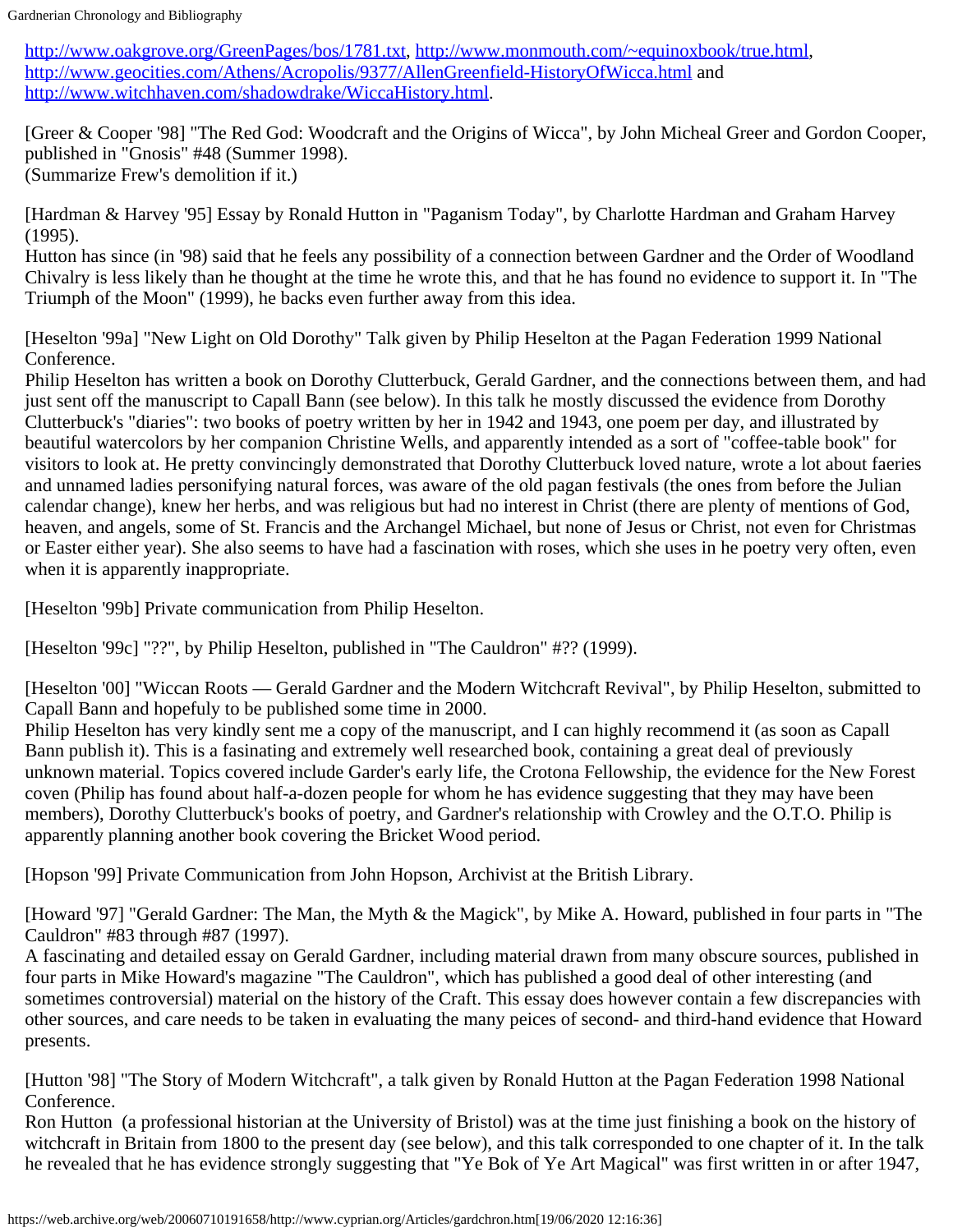http://www.oakgrove.org/GreenPages/bos/1781.txt, http://www.monmouth.com/~equinoxbook/true.html, http://www.geocities.com/Athens/Acropolis/9377/AllenGreenfield-HistoryOfWicca.html and http://www.witchhaven.com/shadowdrake/WiccaHistory.html.

[Greer & Cooper '98] "The Red God: Woodcraft and the Origins of Wicca", by John Micheal Greer and Gordon Cooper, published in "Gnosis" #48 (Summer 1998).
(Summarize Frew's demolition if it.)

[Hardman & Harvey '95] Essay by Ronald Hutton in "Paganism Today", by Charlotte Hardman and Graham Harvey (1995).
Hutton has since (in '98) said that he feels any possibility of a connection between Gardner and the Order of Woodland Chivalry is less likely than he thought at the time he wrote this, and that he has found no evidence to support it. In "The Triumph of the Moon" (1999), he backs even further away from this idea.

[Heselton '99a] "New Light on Old Dorothy" Talk given by Philip Heselton at the Pagan Federation 1999 National Conference.
Philip Heselton has written a book on Dorothy Clutterbuck, Gerald Gardner, and the connections between them, and had just sent off the manuscript to Capall Bann (see below). In this talk he mostly discussed the evidence from Dorothy Clutterbuck's "diaries": two books of poetry written by her in 1942 and 1943, one poem per day, and illustrated by beautiful watercolors by her companion Christine Wells, and apparently intended as a sort of "coffee-table book" for visitors to look at. He pretty convincingly demonstrated that Dorothy Clutterbuck loved nature, wrote a lot about faeries and unnamed ladies personifying natural forces, was aware of the old pagan festivals (the ones from before the Julian calendar change), knew her herbs, and was religious but had no interest in Christ (there are plenty of mentions of God, heaven, and angels, some of St. Francis and the Archangel Michael, but none of Jesus or Christ, not even for Christmas or Easter either year). She also seems to have had a fascination with roses, which she uses in he poetry very often, even when it is apparently inappropriate.

[Heselton '99b] Private communication from Philip Heselton.

[Heselton '99c] "??", by Philip Heselton, published in "The Cauldron" #?? (1999).

[Heselton '00] "Wiccan Roots — Gerald Gardner and the Modern Witchcraft Revival", by Philip Heselton, submitted to Capall Bann and hopefully to be published some time in 2000.
Philip Heselton has very kindly sent me a copy of the manuscript, and I can highly recommend it (as soon as Capall Bann publish it). This is a fasinating and extremely well researched book, containing a great deal of previously unknown material. Topics covered include Garder's early life, the Crotona Fellowship, the evidence for the New Forest coven (Philip has found about half-a-dozen people for whom he has evidence suggesting that they may have been members), Dorothy Clutterbuck's books of poetry, and Gardner's relationship with Crowley and the O.T.O. Philip is apparently planning another book covering the Bricket Wood period.

[Hopson '99] Private Communication from John Hopson, Archivist at the British Library.

[Howard '97] "Gerald Gardner: The Man, the Myth & the Magick", by Mike A. Howard, published in four parts in "The Cauldron" #83 through #87 (1997).
A fascinating and detailed essay on Gerald Gardner, including material drawn from many obscure sources, published in four parts in Mike Howard's magazine "The Cauldron", which has published a good deal of other interesting (and sometimes controversial) material on the history of the Craft. This essay does however contain a few discrepancies with other sources, and care needs to be taken in evaluating the many peices of second- and third-hand evidence that Howard presents.

[Hutton '98] "The Story of Modern Witchcraft", a talk given by Ronald Hutton at the Pagan Federation 1998 National Conference.
Ron Hutton (a professional historian at the University of Bristol) was at the time just finishing a book on the history of witchcraft in Britain from 1800 to the present day (see below), and this talk corresponded to one chapter of it. In the talk he revealed that he has evidence strongly suggesting that "Ye Bok of Ye Art Magical" was first written in or after 1947,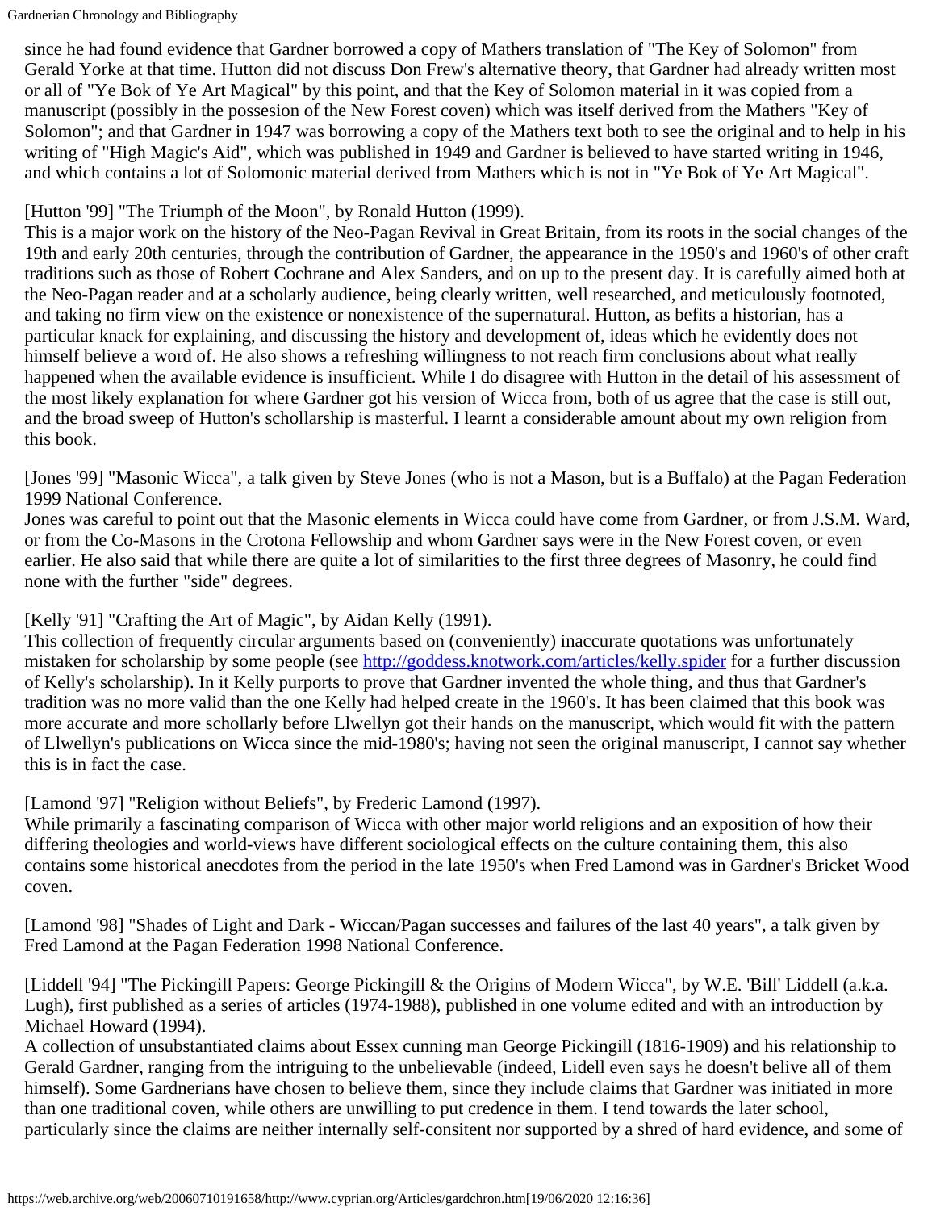since he had found evidence that Gardner borrowed a copy of Mathers translation of "The Key of Solomon" from Gerald Yorke at that time. Hutton did not discuss Don Frew's alternative theory, that Gardner had already written most or all of "Ye Bok of Ye Art Magical" by this point, and that the Key of Solomon material in it was copied from a manuscript (possibly in the possesion of the New Forest coven) which was itself derived from the Mathers "Key of Solomon"; and that Gardner in 1947 was borrowing a copy of the Mathers text both to see the original and to help in his writing of "High Magic's Aid", which was published in 1949 and Gardner is believed to have started writing in 1946, and which contains a lot of Solomonic material derived from Mathers which is not in "Ye Bok of Ye Art Magical".

[Hutton '99] "The Triumph of the Moon", by Ronald Hutton (1999).
This is a major work on the history of the Neo-Pagan Revival in Great Britain, from its roots in the social changes of the 19th and early 20th centuries, through the contribution of Gardner, the appearance in the 1950's and 1960's of other craft traditions such as those of Robert Cochrane and Alex Sanders, and on up to the present day. It is carefully aimed both at the Neo-Pagan reader and at a scholarly audience, being clearly written, well researched, and meticulously footnoted, and taking no firm view on the existence or nonexistence of the supernatural. Hutton, as befits a historian, has a particular knack for explaining, and discussing the history and development of, ideas which he evidently does not himself believe a word of. He also shows a refreshing willingness to not reach firm conclusions about what really happened when the available evidence is insufficient. While I do disagree with Hutton in the detail of his assessment of the most likely explanation for where Gardner got his version of Wicca from, both of us agree that the case is still out, and the broad sweep of Hutton's schollarship is masterful. I learnt a considerable amount about my own religion from this book.

[Jones '99] "Masonic Wicca", a talk given by Steve Jones (who is not a Mason, but is a Buffalo) at the Pagan Federation 1999 National Conference.
Jones was careful to point out that the Masonic elements in Wicca could have come from Gardner, or from J.S.M. Ward, or from the Co-Masons in the Crotona Fellowship and whom Gardner says were in the New Forest coven, or even earlier. He also said that while there are quite a lot of similarities to the first three degrees of Masonry, he could find none with the further "side" degrees.

[Kelly '91] "Crafting the Art of Magic", by Aidan Kelly (1991).
This collection of frequently circular arguments based on (conveniently) inaccurate quotations was unfortunately mistaken for scholarship by some people (see http://goddess.knotwork.com/articles/kelly.spider for a further discussion of Kelly's scholarship). In it Kelly purports to prove that Gardner invented the whole thing, and thus that Gardner's tradition was no more valid than the one Kelly had helped create in the 1960's. It has been claimed that this book was more accurate and more schollarly before Llwellyn got their hands on the manuscript, which would fit with the pattern of Llwellyn's publications on Wicca since the mid-1980's; having not seen the original manuscript, I cannot say whether this is in fact the case.

[Lamond '97] "Religion without Beliefs", by Frederic Lamond (1997).
While primarily a fascinating comparison of Wicca with other major world religions and an exposition of how their differing theologies and world-views have different sociological effects on the culture containing them, this also contains some historical anecdotes from the period in the late 1950's when Fred Lamond was in Gardner's Bricket Wood coven.

[Lamond '98] "Shades of Light and Dark - Wiccan/Pagan successes and failures of the last 40 years", a talk given by Fred Lamond at the Pagan Federation 1998 National Conference.

[Liddell '94] "The Pickingill Papers: George Pickingill & the Origins of Modern Wicca", by W.E. 'Bill' Liddell (a.k.a. Lugh), first published as a series of articles (1974-1988), published in one volume edited and with an introduction by Michael Howard (1994).
A collection of unsubstantiated claims about Essex cunning man George Pickingill (1816-1909) and his relationship to Gerald Gardner, ranging from the intriguing to the unbelievable (indeed, Lidell even says he doesn't belive all of them himself). Some Gardnerians have chosen to believe them, since they include claims that Gardner was initiated in more than one traditional coven, while others are unwilling to put credence in them. I tend towards the later school, particularly since the claims are neither internally self-consitent nor supported by a shred of hard evidence, and some of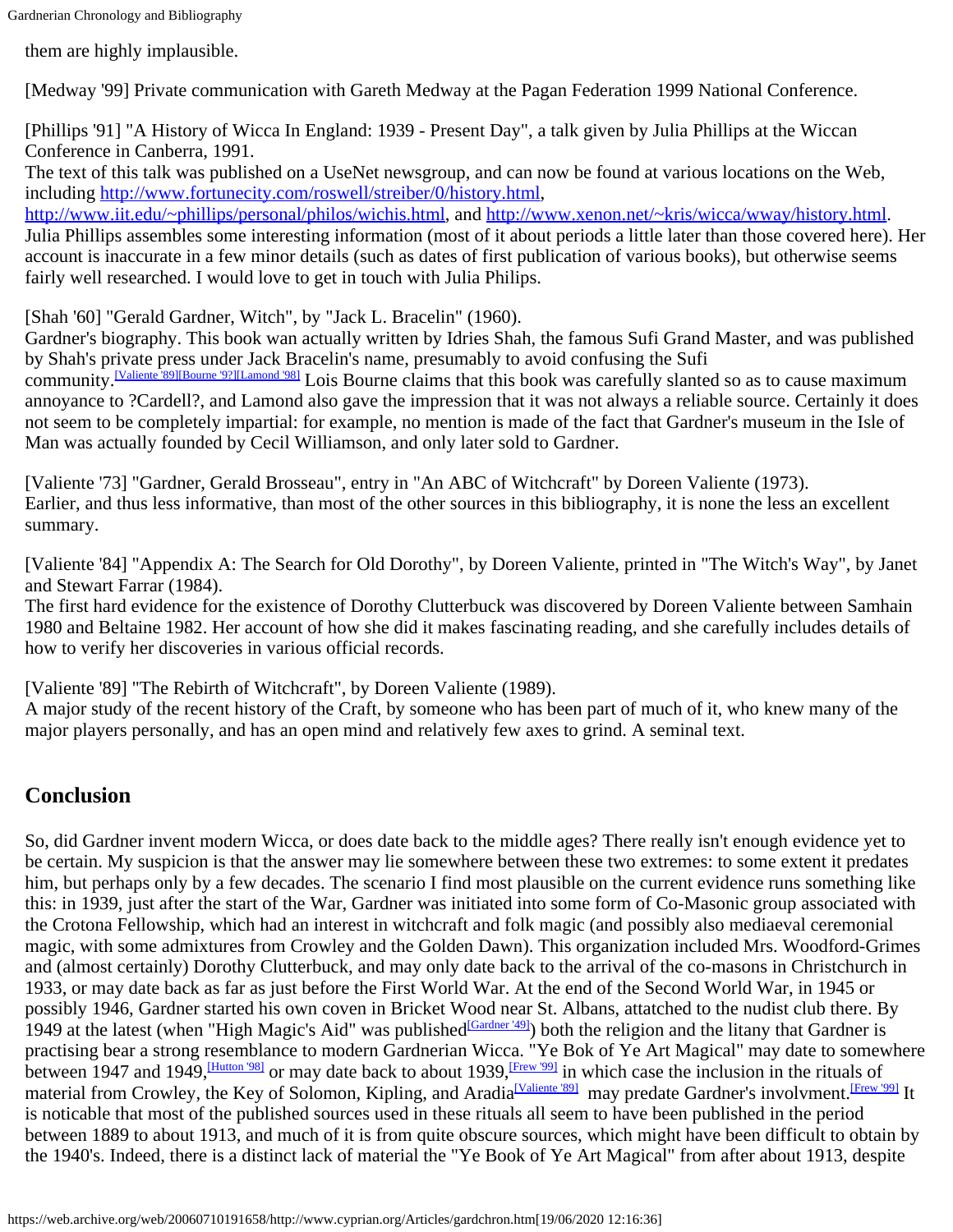them are highly implausible.

[Medway '99] Private communication with Gareth Medway at the Pagan Federation 1999 National Conference.

[Phillips '91] "A History of Wicca In England: 1939 - Present Day", a talk given by Julia Phillips at the Wiccan Conference in Canberra, 1991.
The text of this talk was published on a UseNet newsgroup, and can now be found at various locations on the Web, including http://www.fortunecity.com/roswell/streiber/0/history.html, http://www.iit.edu/~phillips/personal/philos/wichis.html, and http://www.xenon.net/~kris/wicca/wway/history.html. Julia Phillips assembles some interesting information (most of it about periods a little later than those covered here). Her account is inaccurate in a few minor details (such as dates of first publication of various books), but otherwise seems fairly well researched. I would love to get in touch with Julia Philips.

[Shah '60] "Gerald Gardner, Witch", by "Jack L. Bracelin" (1960).
Gardner's biography. This book wan actually written by Idries Shah, the famous Sufi Grand Master, and was published by Shah's private press under Jack Bracelin's name, presumably to avoid confusing the Sufi community.[Valiente '89][Bourne '9?][Lamond '98] Lois Bourne claims that this book was carefully slanted so as to cause maximum annoyance to ?Cardell?, and Lamond also gave the impression that it was not always a reliable source. Certainly it does not seem to be completely impartial: for example, no mention is made of the fact that Gardner's museum in the Isle of Man was actually founded by Cecil Williamson, and only later sold to Gardner.

[Valiente '73] "Gardner, Gerald Brosseau", entry in "An ABC of Witchcraft" by Doreen Valiente (1973).
Earlier, and thus less informative, than most of the other sources in this bibliography, it is none the less an excellent summary.

[Valiente '84] "Appendix A: The Search for Old Dorothy", by Doreen Valiente, printed in "The Witch's Way", by Janet and Stewart Farrar (1984).
The first hard evidence for the existence of Dorothy Clutterbuck was discovered by Doreen Valiente between Samhain 1980 and Beltaine 1982. Her account of how she did it makes fascinating reading, and she carefully includes details of how to verify her discoveries in various official records.

[Valiente '89] "The Rebirth of Witchcraft", by Doreen Valiente (1989).
A major study of the recent history of the Craft, by someone who has been part of much of it, who knew many of the major players personally, and has an open mind and relatively few axes to grind. A seminal text.

## Conclusion

So, did Gardner invent modern Wicca, or does date back to the middle ages? There really isn't enough evidence yet to be certain. My suspicion is that the answer may lie somewhere between these two extremes: to some extent it predates him, but perhaps only by a few decades. The scenario I find most plausible on the current evidence runs something like this: in 1939, just after the start of the War, Gardner was initiated into some form of Co-Masonic group associated with the Crotona Fellowship, which had an interest in witchcraft and folk magic (and possibly also mediaeval ceremonial magic, with some admixtures from Crowley and the Golden Dawn). This organization included Mrs. Woodford-Grimes and (almost certainly) Dorothy Clutterbuck, and may only date back to the arrival of the co-masons in Christchurch in 1933, or may date back as far as just before the First World War. At the end of the Second World War, in 1945 or possibly 1946, Gardner started his own coven in Bricket Wood near St. Albans, attatched to the nudist club there. By 1949 at the latest (when "High Magic's Aid" was published[Gardner '49]) both the religion and the litany that Gardner is practising bear a strong resemblance to modern Gardnerian Wicca. "Ye Bok of Ye Art Magical" may date to somewhere between 1947 and 1949,[Hutton '98] or may date back to about 1939,[Frew '99] in which case the inclusion in the rituals of material from Crowley, the Key of Solomon, Kipling, and Aradia[Valiente '89] may predate Gardner's involvment.[Frew '99] It is noticable that most of the published sources used in these rituals all seem to have been published in the period between 1889 to about 1913, and much of it is from quite obscure sources, which might have been difficult to obtain by the 1940's. Indeed, there is a distinct lack of material the "Ye Book of Ye Art Magical" from after about 1913, despite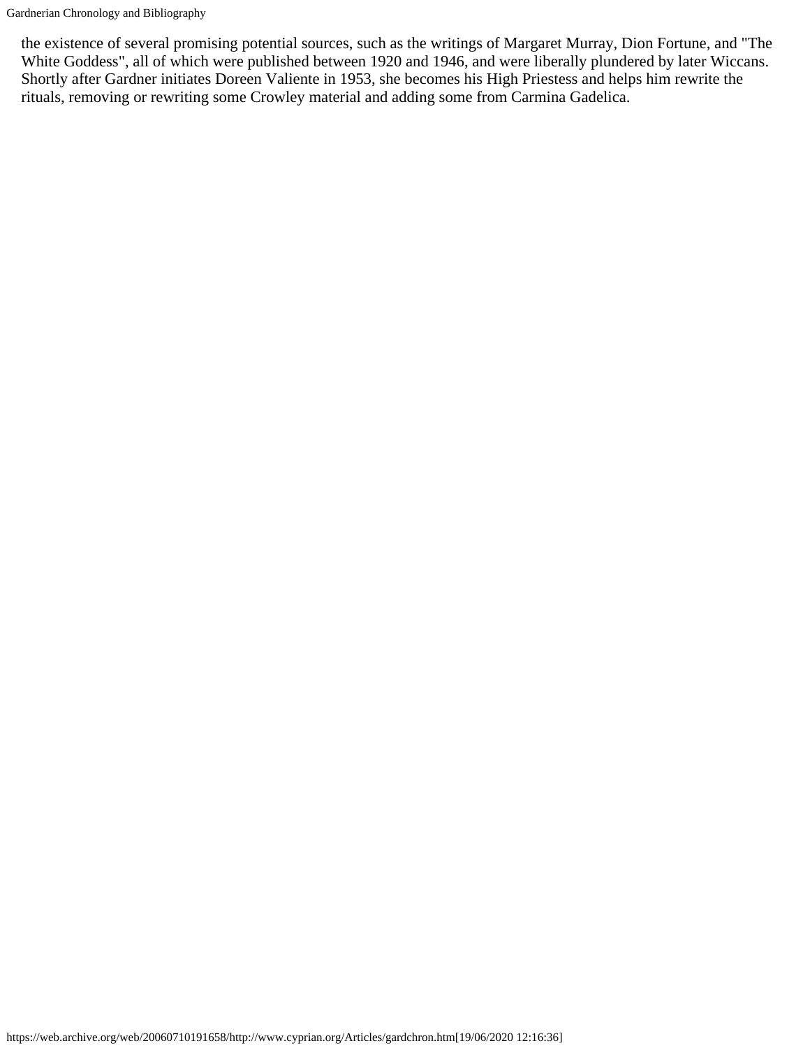the existence of several promising potential sources, such as the writings of Margaret Murray, Dion Fortune, and "The White Goddess", all of which were published between 1920 and 1946, and were liberally plundered by later Wiccans. Shortly after Gardner initiates Doreen Valiente in 1953, she becomes his High Priestess and helps him rewrite the rituals, removing or rewriting some Crowley material and adding some from Carmina Gadelica.